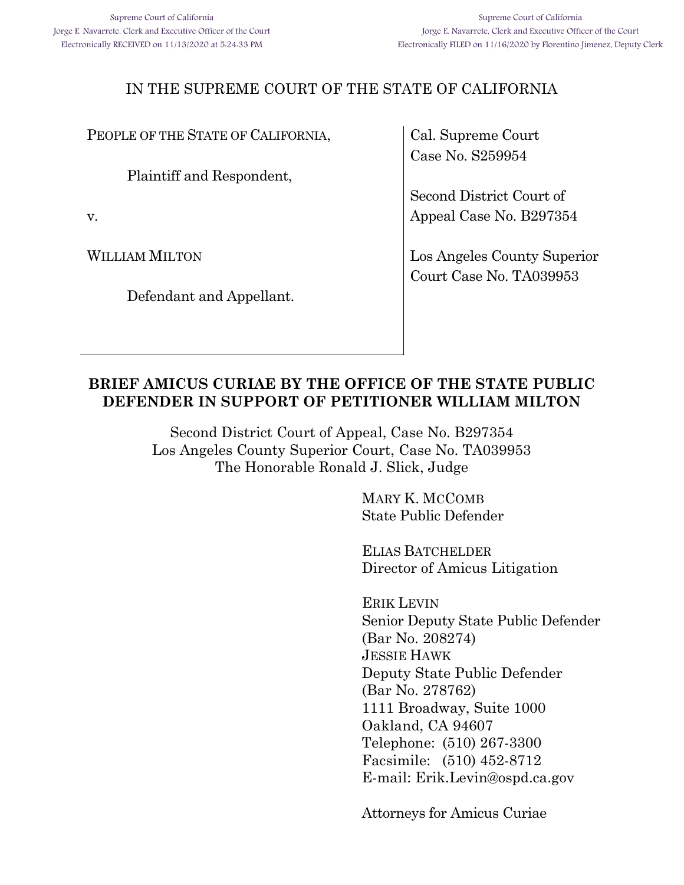Supreme Court of California
Jorge E. Navarrete, Clerk and Executive Officer of the Court
Electronically RECEIVED on 11/13/2020 at 5:24:33 PM

Supreme Court of California
Jorge E. Navarrete, Clerk and Executive Officer of the Court
Electronically FILED on 11/16/2020 by Florentino Jimenez, Deputy Clerk

# IN THE SUPREME COURT OF THE STATE OF CALIFORNIA

| | |
|---|---|
| PEOPLE OF THE STATE OF CALIFORNIA,<br><br>Plaintiff and Respondent,<br><br>v.<br><br>WILLIAM MILTON<br><br>Defendant and Appellant. | Cal. Supreme Court Case No. S259954<br><br>Second District Court of Appeal Case No. B297354<br><br>Los Angeles County Superior Court Case No. TA039953 |

## BRIEF AMICUS CURIAE BY THE OFFICE OF THE STATE PUBLIC DEFENDER IN SUPPORT OF PETITIONER WILLIAM MILTON

Second District Court of Appeal, Case No. B297354
Los Angeles County Superior Court, Case No. TA039953
The Honorable Ronald J. Slick, Judge

MARY K. MCCOMB
State Public Defender

ELIAS BATCHELDER
Director of Amicus Litigation

ERIK LEVIN
Senior Deputy State Public Defender
(Bar No. 208274)
JESSIE HAWK
Deputy State Public Defender
(Bar No. 278762)
1111 Broadway, Suite 1000
Oakland, CA 94607
Telephone: (510) 267-3300
Facsimile: (510) 452-8712
E-mail: Erik.Levin@ospd.ca.gov

Attorneys for Amicus Curiae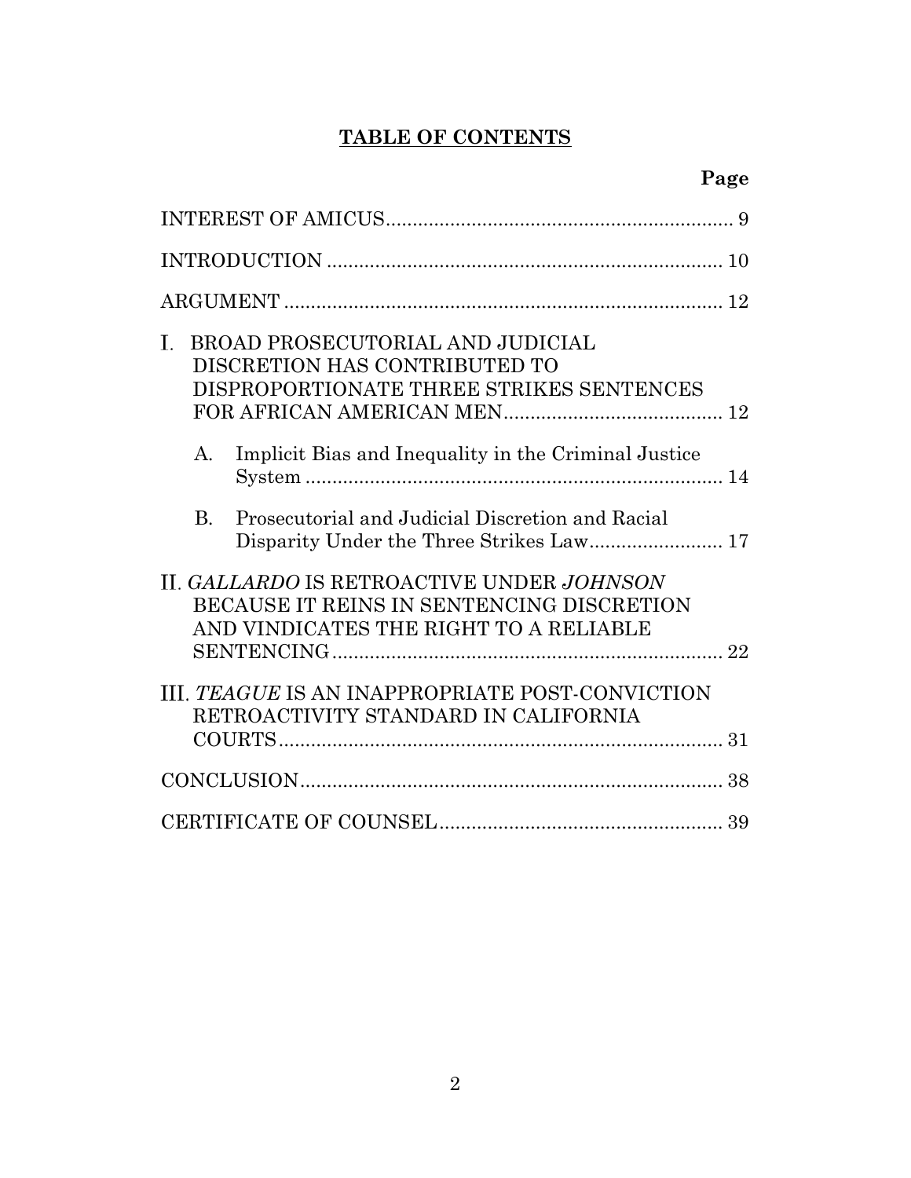# TABLE OF CONTENTS

**Page**

INTEREST OF AMICUS ....... 9

INTRODUCTION ....... 10

ARGUMENT ....... 12

I. BROAD PROSECUTORIAL AND JUDICIAL DISCRETION HAS CONTRIBUTED TO DISPROPORTIONATE THREE STRIKES SENTENCES FOR AFRICAN AMERICAN MEN ....... 12

A. Implicit Bias and Inequality in the Criminal Justice System ....... 14

B. Prosecutorial and Judicial Discretion and Racial Disparity Under the Three Strikes Law ....... 17

II. *GALLARDO* IS RETROACTIVE UNDER *JOHNSON* BECAUSE IT REINS IN SENTENCING DISCRETION AND VINDICATES THE RIGHT TO A RELIABLE SENTENCING ....... 22

III. *TEAGUE* IS AN INAPPROPRIATE POST-CONVICTION RETROACTIVITY STANDARD IN CALIFORNIA COURTS ....... 31

CONCLUSION ....... 38

CERTIFICATE OF COUNSEL ....... 39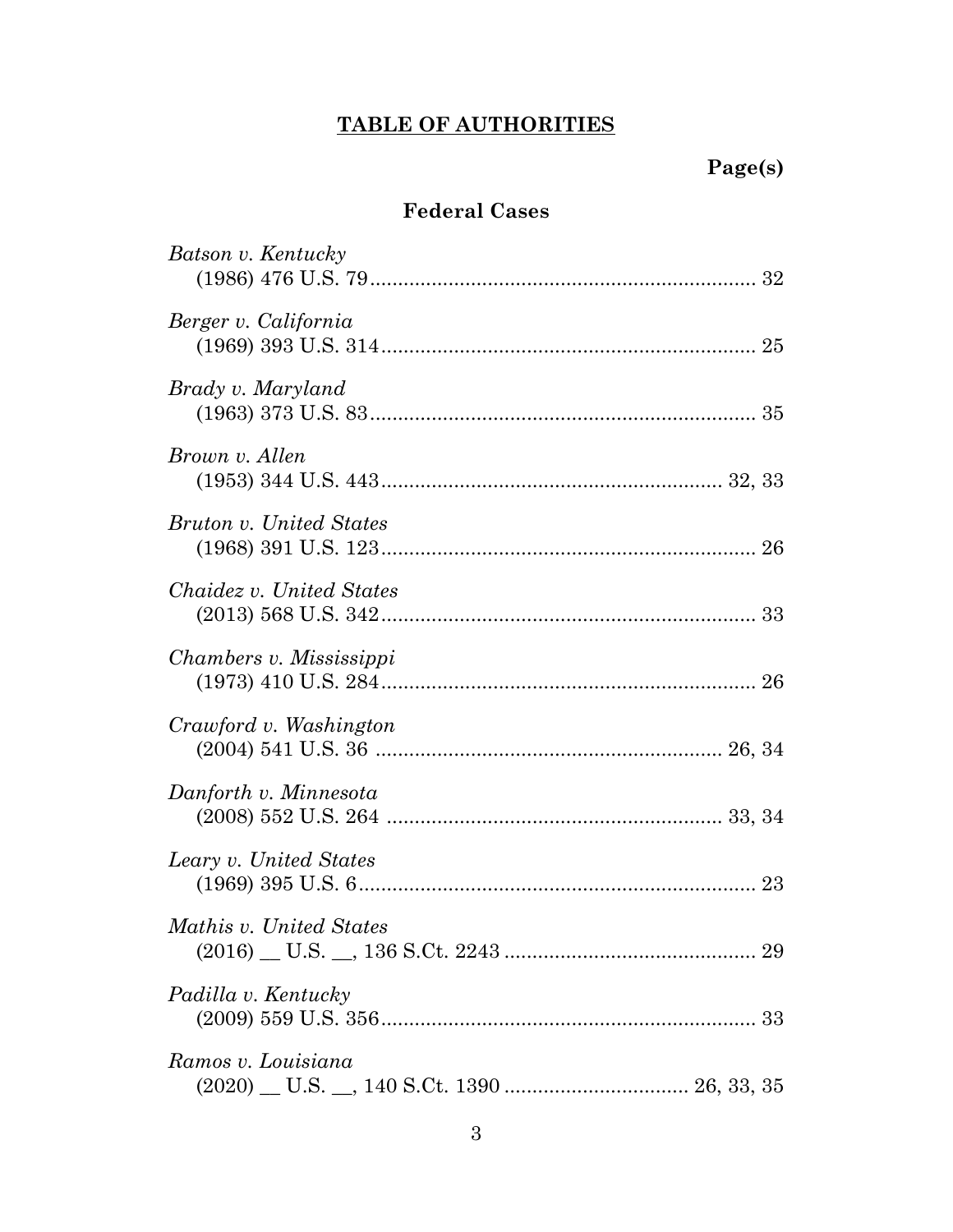## TABLE OF AUTHORITIES

**Page(s)**

### Federal Cases

*Batson v. Kentucky*
(1986) 476 U.S. 79 .................................................................... 32

*Berger v. California*
(1969) 393 U.S. 314 .................................................................. 25

*Brady v. Maryland*
(1963) 373 U.S. 83 .................................................................... 35

*Brown v. Allen*
(1953) 344 U.S. 443 ............................................................ 32, 33

*Bruton v. United States*
(1968) 391 U.S. 123 .................................................................. 26

*Chaidez v. United States*
(2013) 568 U.S. 342 .................................................................. 33

*Chambers v. Mississippi*
(1973) 410 U.S. 284 .................................................................. 26

*Crawford v. Washington*
(2004) 541 U.S. 36 ............................................................. 26, 34

*Danforth v. Minnesota*
(2008) 552 U.S. 264 ........................................................... 33, 34

*Leary v. United States*
(1969) 395 U.S. 6 ...................................................................... 23

*Mathis v. United States*
(2016) __ U.S. __, 136 S.Ct. 2243 ............................................ 29

*Padilla v. Kentucky*
(2009) 559 U.S. 356 .................................................................. 33

*Ramos v. Louisiana*
(2020) __ U.S. __, 140 S.Ct. 1390 ................................ 26, 33, 35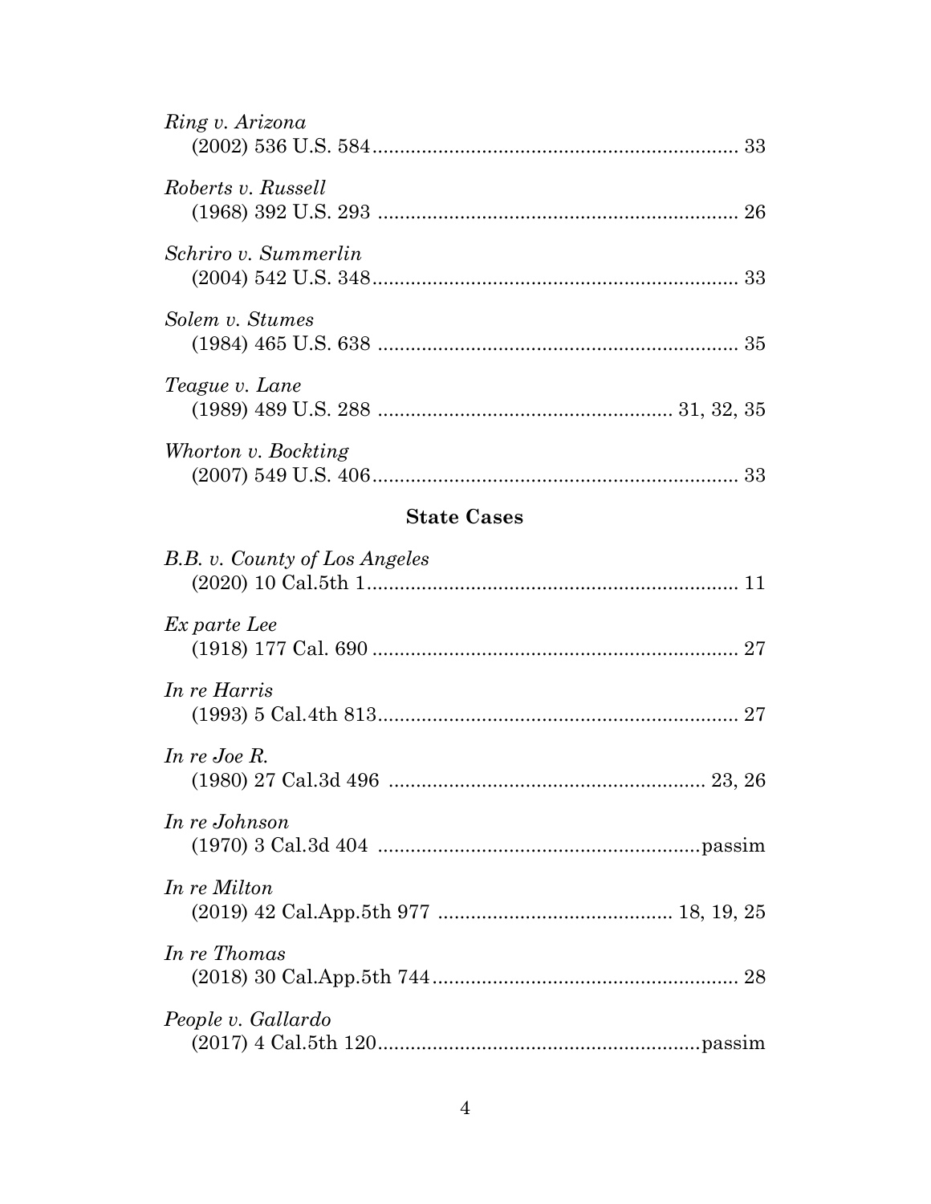*Ring v. Arizona*
(2002) 536 U.S. 584 .................................................................. 33

*Roberts v. Russell*
(1968) 392 U.S. 293 .................................................................. 26

*Schriro v. Summerlin*
(2004) 542 U.S. 348 .................................................................. 33

*Solem v. Stumes*
(1984) 465 U.S. 638 .................................................................. 35

*Teague v. Lane*
(1989) 489 U.S. 288 .................................................... 31, 32, 35

*Whorton v. Bockting*
(2007) 549 U.S. 406 .................................................................. 33

## State Cases

*B.B. v. County of Los Angeles*
(2020) 10 Cal.5th 1 .................................................................... 11

*Ex parte Lee*
(1918) 177 Cal. 690 .................................................................. 27

*In re Harris*
(1993) 5 Cal.4th 813 .................................................................. 27

*In re Joe R.*
(1980) 27 Cal.3d 496 ......................................................... 23, 26

*In re Johnson*
(1970) 3 Cal.3d 404 ..........................................................passim

*In re Milton*
(2019) 42 Cal.App.5th 977 ........................................... 18, 19, 25

*In re Thomas*
(2018) 30 Cal.App.5th 744 ......................................................... 28

*People v. Gallardo*
(2017) 4 Cal.5th 120 ..........................................................passim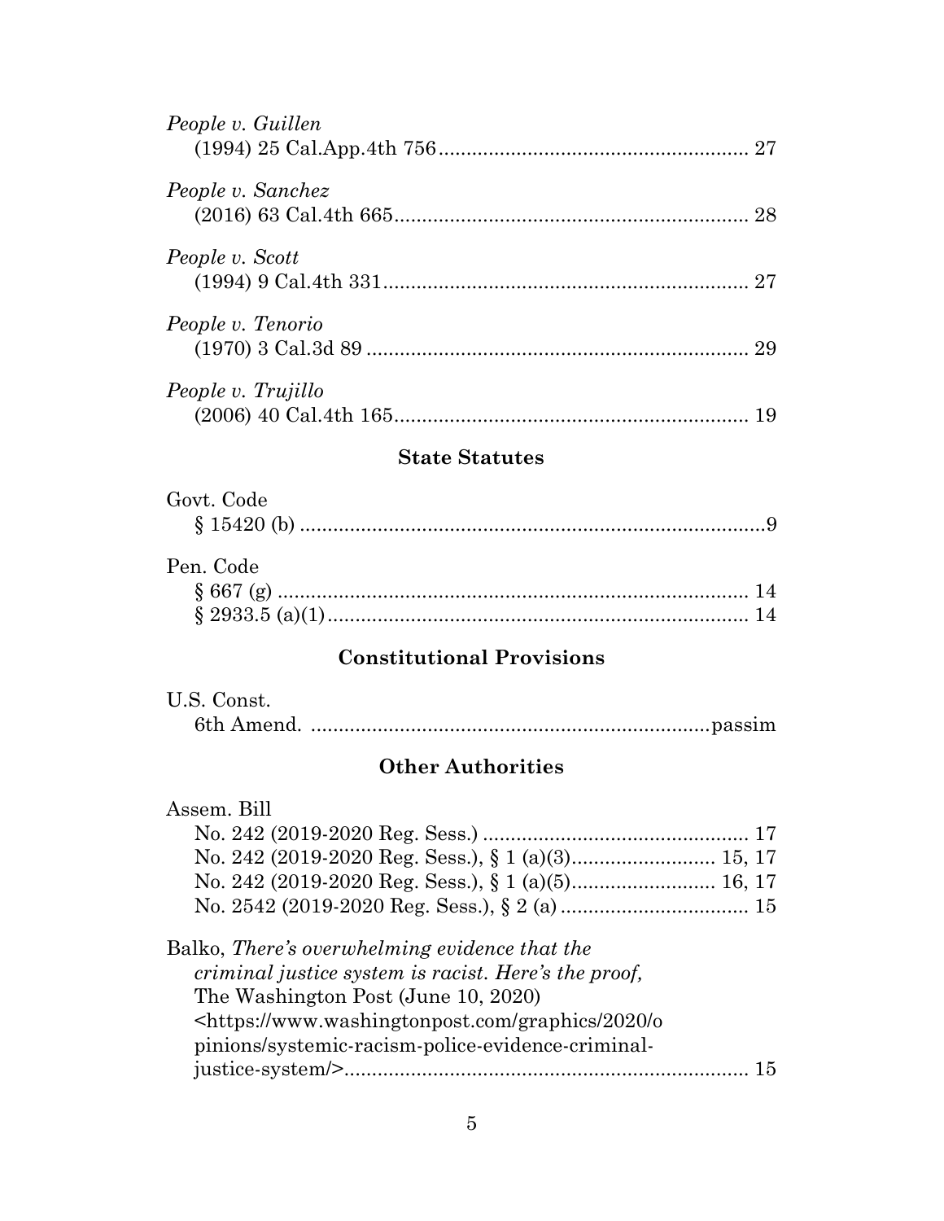*People v. Guillen*
(1994) 25 Cal.App.4th 756 ........................................................ 27

*People v. Sanchez*
(2016) 63 Cal.4th 665 ................................................................ 28

*People v. Scott*
(1994) 9 Cal.4th 331 .................................................................. 27

*People v. Tenorio*
(1970) 3 Cal.3d 89 ..................................................................... 29

*People v. Trujillo*
(2006) 40 Cal.4th 165 ................................................................ 19

### State Statutes

Govt. Code
§ 15420 (b) .....................................................................................9

Pen. Code
§ 667 (g) ........................................................................................ 14
§ 2933.5 (a)(1) ............................................................................. 14

### Constitutional Provisions

U.S. Const.
6th Amend. ........................................................................passim

### Other Authorities

Assem. Bill
No. 242 (2019-2020 Reg. Sess.) ................................................ 17
No. 242 (2019-2020 Reg. Sess.), § 1 (a)(3) .......................... 15, 17
No. 242 (2019-2020 Reg. Sess.), § 1 (a)(5) .......................... 16, 17
No. 2542 (2019-2020 Reg. Sess.), § 2 (a) .................................. 15

Balko, *There's overwhelming evidence that the criminal justice system is racist. Here's the proof,* The Washington Post (June 10, 2020) <https://www.washingtonpost.com/graphics/2020/opinions/systemic-racism-police-evidence-criminal-justice-system/> ........................................................................ 15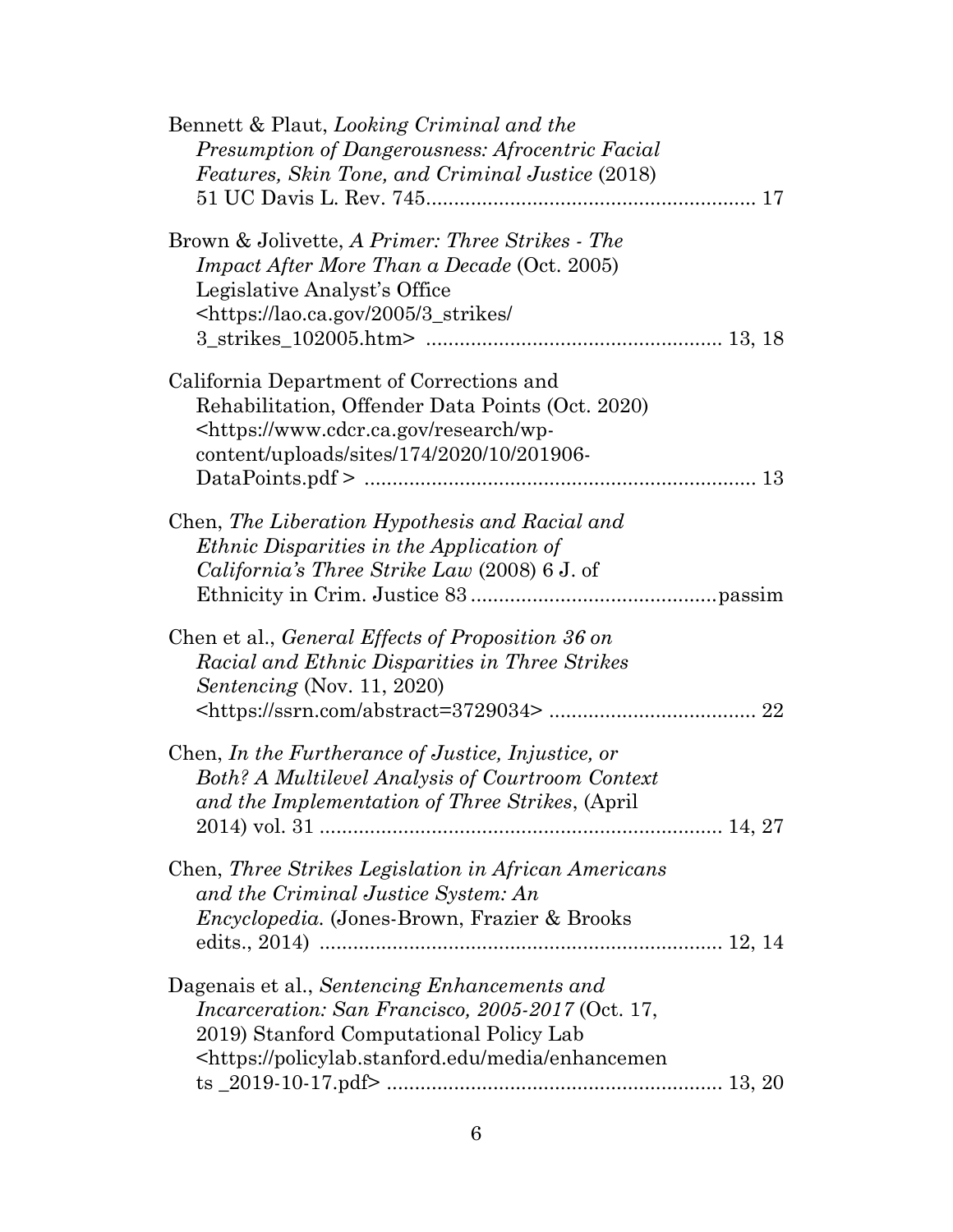Bennett & Plaut, *Looking Criminal and the Presumption of Dangerousness: Afrocentric Facial Features, Skin Tone, and Criminal Justice* (2018) 51 UC Davis L. Rev. 745 .......................................................... 17

Brown & Jolivette, *A Primer: Three Strikes - The Impact After More Than a Decade* (Oct. 2005) Legislative Analyst's Office <https://lao.ca.gov/2005/3_strikes/3_strikes_102005.htm> .................................................... 13, 18

California Department of Corrections and Rehabilitation, Offender Data Points (Oct. 2020) <https://www.cdcr.ca.gov/research/wp-content/uploads/sites/174/2020/10/201906-DataPoints.pdf > ...................................................................... 13

Chen, *The Liberation Hypothesis and Racial and Ethnic Disparities in the Application of California's Three Strike Law* (2008) 6 J. of Ethnicity in Crim. Justice 83 ...........................................passim

Chen et al., *General Effects of Proposition 36 on Racial and Ethnic Disparities in Three Strikes Sentencing* (Nov. 11, 2020) <https://ssrn.com/abstract=3729034> ..................................... 22

Chen, *In the Furtherance of Justice, Injustice, or Both? A Multilevel Analysis of Courtroom Context and the Implementation of Three Strikes*, (April 2014) vol. 31 ....................................................................... 14, 27

Chen, *Three Strikes Legislation in African Americans and the Criminal Justice System: An Encyclopedia.* (Jones-Brown, Frazier & Brooks edits., 2014) ....................................................................... 12, 14

Dagenais et al., *Sentencing Enhancements and Incarceration: San Francisco, 2005-2017* (Oct. 17, 2019) Stanford Computational Policy Lab <https://policylab.stanford.edu/media/enhancements _2019-10-17.pdf> ........................................................... 13, 20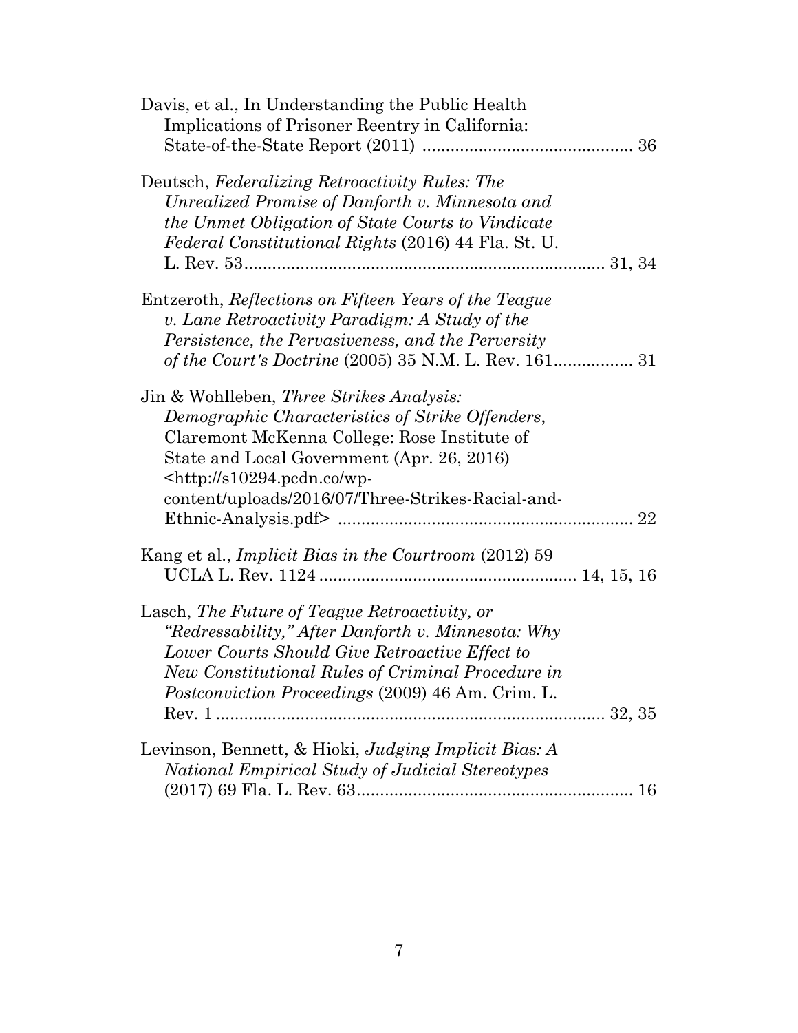Davis, et al., In Understanding the Public Health Implications of Prisoner Reentry in California: State-of-the-State Report (2011) ............................................ 36

Deutsch, *Federalizing Retroactivity Rules: The Unrealized Promise of Danforth v. Minnesota and the Unmet Obligation of State Courts to Vindicate Federal Constitutional Rights* (2016) 44 Fla. St. U. L. Rev. 53............................................................................ 31, 34

Entzeroth, *Reflections on Fifteen Years of the Teague v. Lane Retroactivity Paradigm: A Study of the Persistence, the Pervasiveness, and the Perversity of the Court's Doctrine* (2005) 35 N.M. L. Rev. 161................ 31

Jin & Wohlleben, *Three Strikes Analysis: Demographic Characteristics of Strike Offenders*, Claremont McKenna College: Rose Institute of State and Local Government (Apr. 26, 2016) <http://s10294.pcdn.co/wp-content/uploads/2016/07/Three-Strikes-Racial-and-Ethnic-Analysis.pdf> .............................................................. 22

Kang et al., *Implicit Bias in the Courtroom* (2012) 59 UCLA L. Rev. 1124 ...................................................... 14, 15, 16

Lasch, *The Future of Teague Retroactivity, or "Redressability," After Danforth v. Minnesota: Why Lower Courts Should Give Retroactive Effect to New Constitutional Rules of Criminal Procedure in Postconviction Proceedings* (2009) 46 Am. Crim. L. Rev. 1 ................................................................................. 32, 35

Levinson, Bennett, & Hioki, *Judging Implicit Bias: A National Empirical Study of Judicial Stereotypes* (2017) 69 Fla. L. Rev. 63.......................................................... 16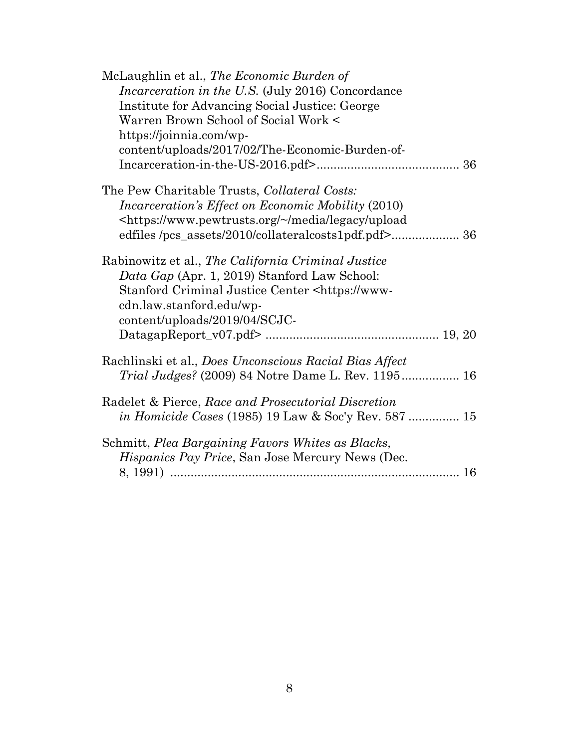McLaughlin et al., *The Economic Burden of Incarceration in the U.S.* (July 2016) Concordance Institute for Advancing Social Justice: George Warren Brown School of Social Work < https://joinnia.com/wp-content/uploads/2017/02/The-Economic-Burden-of-Incarceration-in-the-US-2016.pdf>.......................................... 36

The Pew Charitable Trusts, *Collateral Costs: Incarceration's Effect on Economic Mobility* (2010) <https://www.pewtrusts.org/~/media/legacy/uploadedfiles /pcs_assets/2010/collateralcosts1pdf.pdf>.................... 36

Rabinowitz et al., *The California Criminal Justice Data Gap* (Apr. 1, 2019) Stanford Law School: Stanford Criminal Justice Center <https://www-cdn.law.stanford.edu/wp-content/uploads/2019/04/SCJC-DatagapReport_v07.pdf> .................................................. 19, 20

Rachlinski et al., *Does Unconscious Racial Bias Affect Trial Judges?* (2009) 84 Notre Dame L. Rev. 1195................. 16

Radelet & Pierce, *Race and Prosecutorial Discretion in Homicide Cases* (1985) 19 Law & Soc'y Rev. 587 ............... 15

Schmitt, *Plea Bargaining Favors Whites as Blacks, Hispanics Pay Price*, San Jose Mercury News (Dec. 8, 1991) ...................................................................................... 16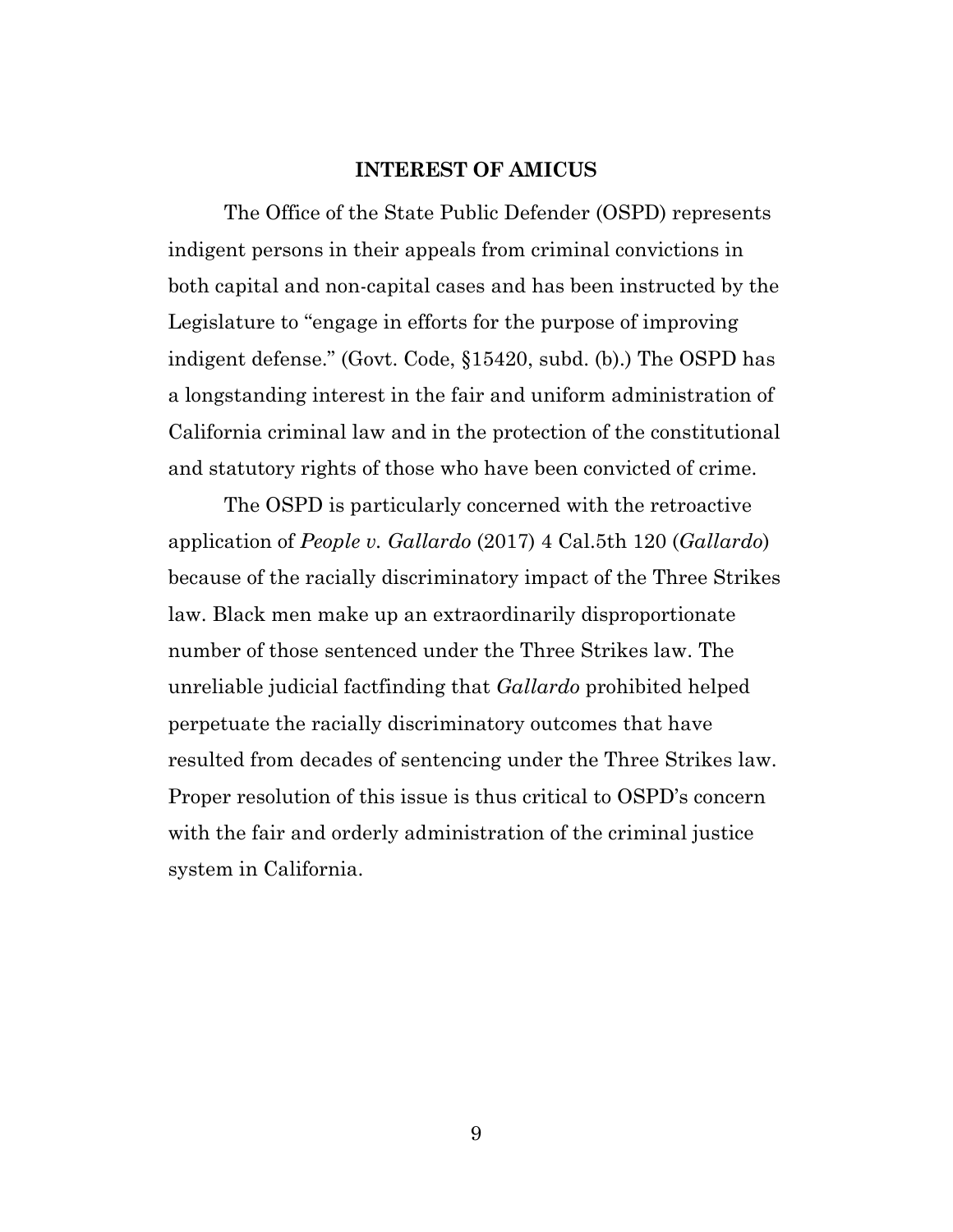## INTEREST OF AMICUS

The Office of the State Public Defender (OSPD) represents indigent persons in their appeals from criminal convictions in both capital and non-capital cases and has been instructed by the Legislature to "engage in efforts for the purpose of improving indigent defense." (Govt. Code, §15420, subd. (b).) The OSPD has a longstanding interest in the fair and uniform administration of California criminal law and in the protection of the constitutional and statutory rights of those who have been convicted of crime.

The OSPD is particularly concerned with the retroactive application of *People v. Gallardo* (2017) 4 Cal.5th 120 (*Gallardo*) because of the racially discriminatory impact of the Three Strikes law. Black men make up an extraordinarily disproportionate number of those sentenced under the Three Strikes law. The unreliable judicial factfinding that *Gallardo* prohibited helped perpetuate the racially discriminatory outcomes that have resulted from decades of sentencing under the Three Strikes law. Proper resolution of this issue is thus critical to OSPD's concern with the fair and orderly administration of the criminal justice system in California.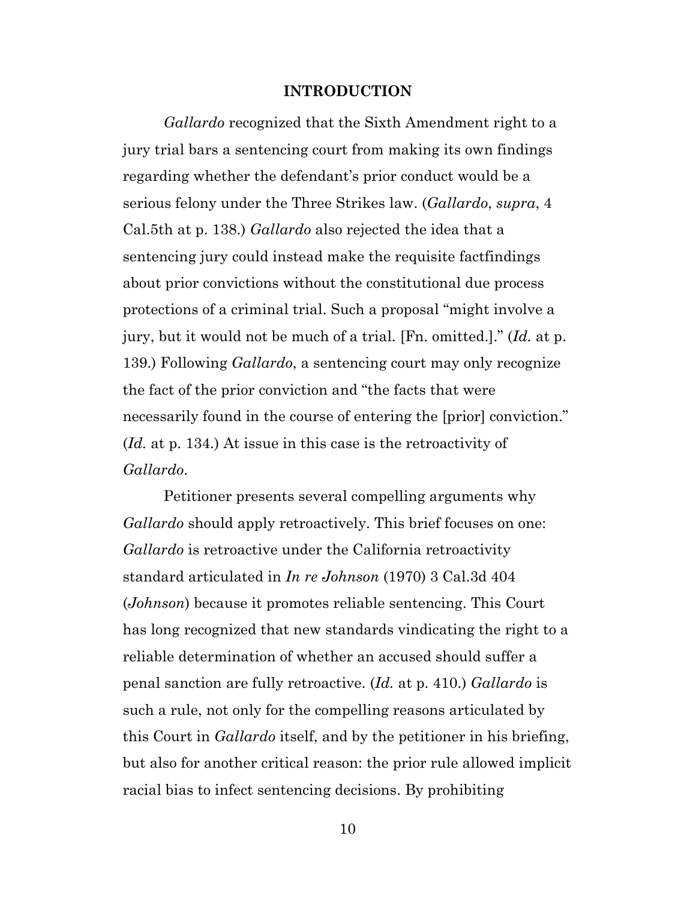## INTRODUCTION

*Gallardo* recognized that the Sixth Amendment right to a jury trial bars a sentencing court from making its own findings regarding whether the defendant's prior conduct would be a serious felony under the Three Strikes law. (*Gallardo*, *supra*, 4 Cal.5th at p. 138.) *Gallardo* also rejected the idea that a sentencing jury could instead make the requisite factfindings about prior convictions without the constitutional due process protections of a criminal trial. Such a proposal "might involve a jury, but it would not be much of a trial. [Fn. omitted.]." (*Id.* at p. 139.) Following *Gallardo*, a sentencing court may only recognize the fact of the prior conviction and "the facts that were necessarily found in the course of entering the [prior] conviction." (*Id.* at p. 134.) At issue in this case is the retroactivity of *Gallardo*.

Petitioner presents several compelling arguments why *Gallardo* should apply retroactively. This brief focuses on one: *Gallardo* is retroactive under the California retroactivity standard articulated in *In re Johnson* (1970) 3 Cal.3d 404 (*Johnson*) because it promotes reliable sentencing. This Court has long recognized that new standards vindicating the right to a reliable determination of whether an accused should suffer a penal sanction are fully retroactive. (*Id.* at p. 410.) *Gallardo* is such a rule, not only for the compelling reasons articulated by this Court in *Gallardo* itself, and by the petitioner in his briefing, but also for another critical reason: the prior rule allowed implicit racial bias to infect sentencing decisions. By prohibiting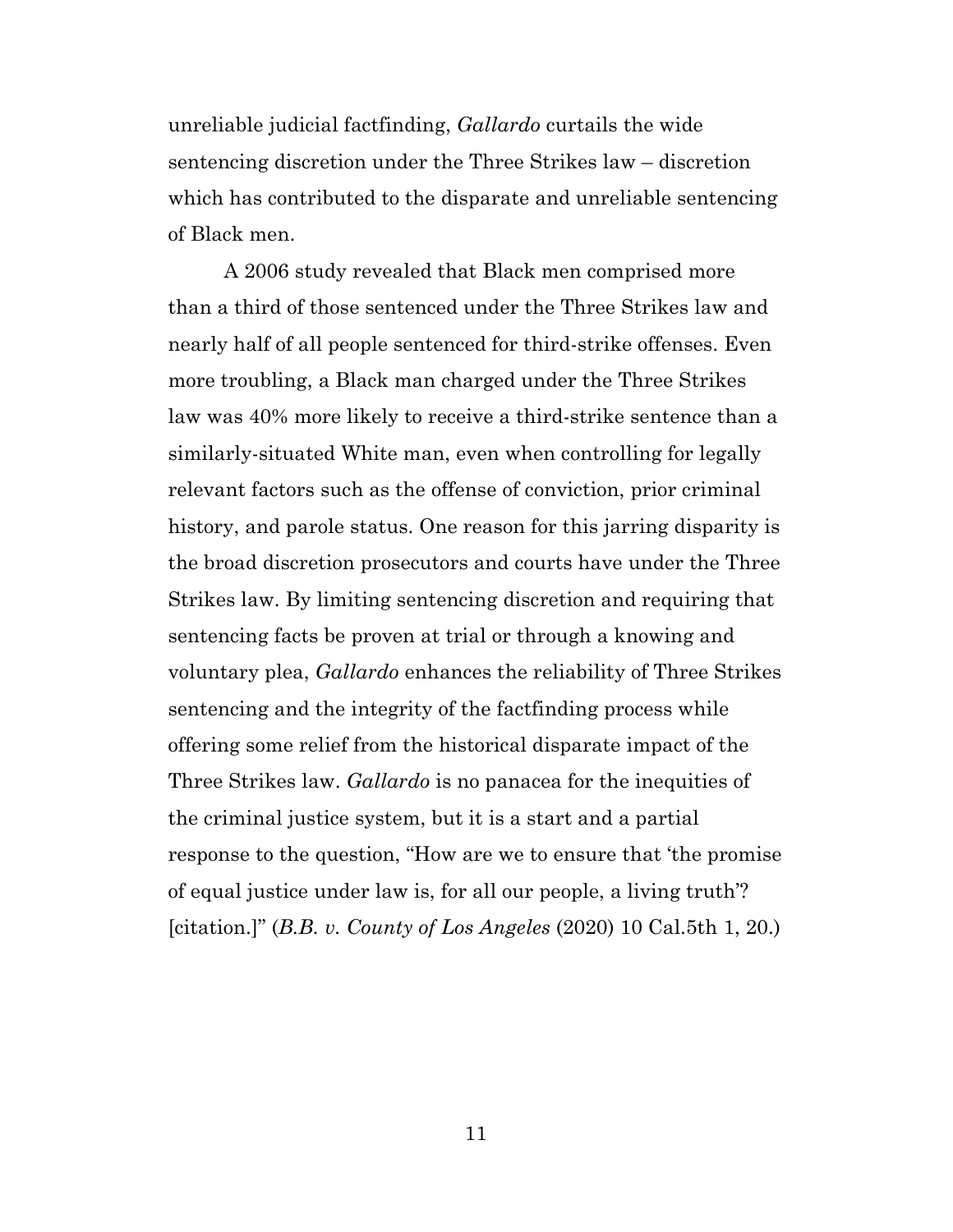unreliable judicial factfinding, *Gallardo* curtails the wide sentencing discretion under the Three Strikes law – discretion which has contributed to the disparate and unreliable sentencing of Black men.

A 2006 study revealed that Black men comprised more than a third of those sentenced under the Three Strikes law and nearly half of all people sentenced for third-strike offenses. Even more troubling, a Black man charged under the Three Strikes law was 40% more likely to receive a third-strike sentence than a similarly-situated White man, even when controlling for legally relevant factors such as the offense of conviction, prior criminal history, and parole status. One reason for this jarring disparity is the broad discretion prosecutors and courts have under the Three Strikes law. By limiting sentencing discretion and requiring that sentencing facts be proven at trial or through a knowing and voluntary plea, *Gallardo* enhances the reliability of Three Strikes sentencing and the integrity of the factfinding process while offering some relief from the historical disparate impact of the Three Strikes law. *Gallardo* is no panacea for the inequities of the criminal justice system, but it is a start and a partial response to the question, "How are we to ensure that 'the promise of equal justice under law is, for all our people, a living truth'? [citation.]" (*B.B. v. County of Los Angeles* (2020) 10 Cal.5th 1, 20.)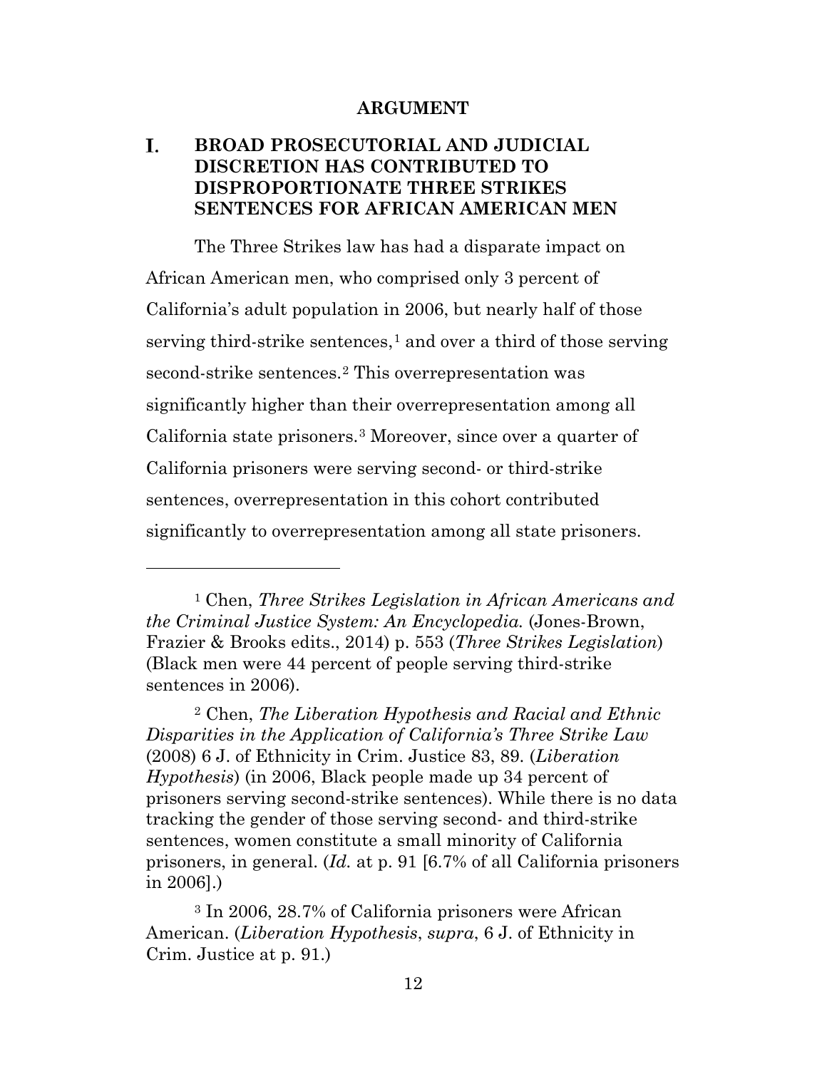## ARGUMENT

### I. BROAD PROSECUTORIAL AND JUDICIAL DISCRETION HAS CONTRIBUTED TO DISPROPORTIONATE THREE STRIKES SENTENCES FOR AFRICAN AMERICAN MEN

The Three Strikes law has had a disparate impact on African American men, who comprised only 3 percent of California's adult population in 2006, but nearly half of those serving third-strike sentences,[1] and over a third of those serving second-strike sentences.[2] This overrepresentation was significantly higher than their overrepresentation among all California state prisoners.[3] Moreover, since over a quarter of California prisoners were serving second- or third-strike sentences, overrepresentation in this cohort contributed significantly to overrepresentation among all state prisoners.

---

[1] Chen, *Three Strikes Legislation in African Americans and the Criminal Justice System: An Encyclopedia.* (Jones-Brown, Frazier & Brooks edits., 2014) p. 553 (*Three Strikes Legislation*) (Black men were 44 percent of people serving third-strike sentences in 2006).

[2] Chen, *The Liberation Hypothesis and Racial and Ethnic Disparities in the Application of California's Three Strike Law* (2008) 6 J. of Ethnicity in Crim. Justice 83, 89. (*Liberation Hypothesis*) (in 2006, Black people made up 34 percent of prisoners serving second-strike sentences). While there is no data tracking the gender of those serving second- and third-strike sentences, women constitute a small minority of California prisoners, in general. (*Id.* at p. 91 [6.7% of all California prisoners in 2006].)

[3] In 2006, 28.7% of California prisoners were African American. (*Liberation Hypothesis*, *supra*, 6 J. of Ethnicity in Crim. Justice at p. 91.)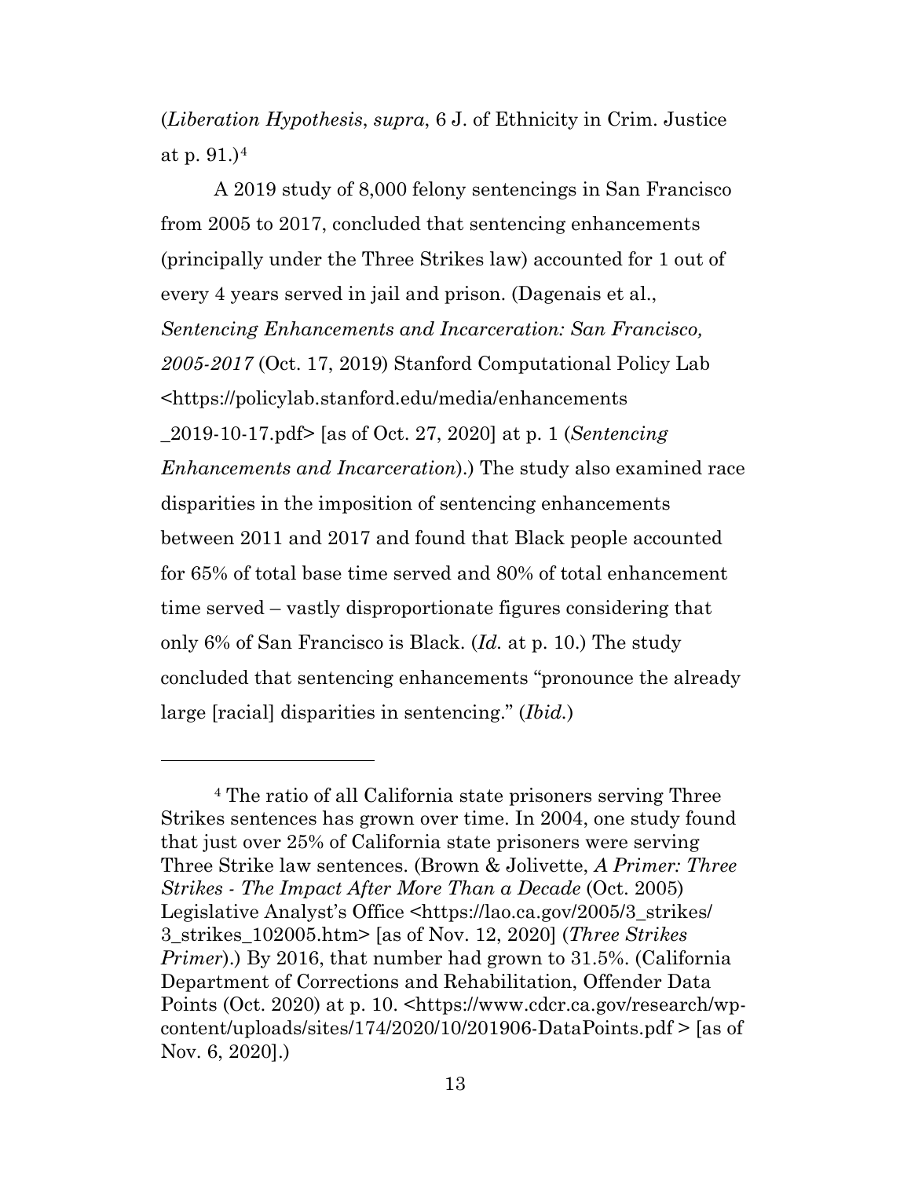(*Liberation Hypothesis*, *supra*, 6 J. of Ethnicity in Crim. Justice at p. 91.)[4]

A 2019 study of 8,000 felony sentencings in San Francisco from 2005 to 2017, concluded that sentencing enhancements (principally under the Three Strikes law) accounted for 1 out of every 4 years served in jail and prison. (Dagenais et al., *Sentencing Enhancements and Incarceration: San Francisco, 2005-2017* (Oct. 17, 2019) Stanford Computational Policy Lab <https://policylab.stanford.edu/media/enhancements_2019-10-17.pdf> [as of Oct. 27, 2020] at p. 1 (*Sentencing Enhancements and Incarceration*).) The study also examined race disparities in the imposition of sentencing enhancements between 2011 and 2017 and found that Black people accounted for 65% of total base time served and 80% of total enhancement time served – vastly disproportionate figures considering that only 6% of San Francisco is Black. (*Id.* at p. 10.) The study concluded that sentencing enhancements "pronounce the already large [racial] disparities in sentencing." (*Ibid.*)

---

[4] The ratio of all California state prisoners serving Three Strikes sentences has grown over time. In 2004, one study found that just over 25% of California state prisoners were serving Three Strike law sentences. (Brown & Jolivette, *A Primer: Three Strikes - The Impact After More Than a Decade* (Oct. 2005) Legislative Analyst's Office <https://lao.ca.gov/2005/3_strikes/3_strikes_102005.htm> [as of Nov. 12, 2020] (*Three Strikes Primer*).) By 2016, that number had grown to 31.5%. (California Department of Corrections and Rehabilitation, Offender Data Points (Oct. 2020) at p. 10. <https://www.cdcr.ca.gov/research/wp-content/uploads/sites/174/2020/10/201906-DataPoints.pdf > [as of Nov. 6, 2020].)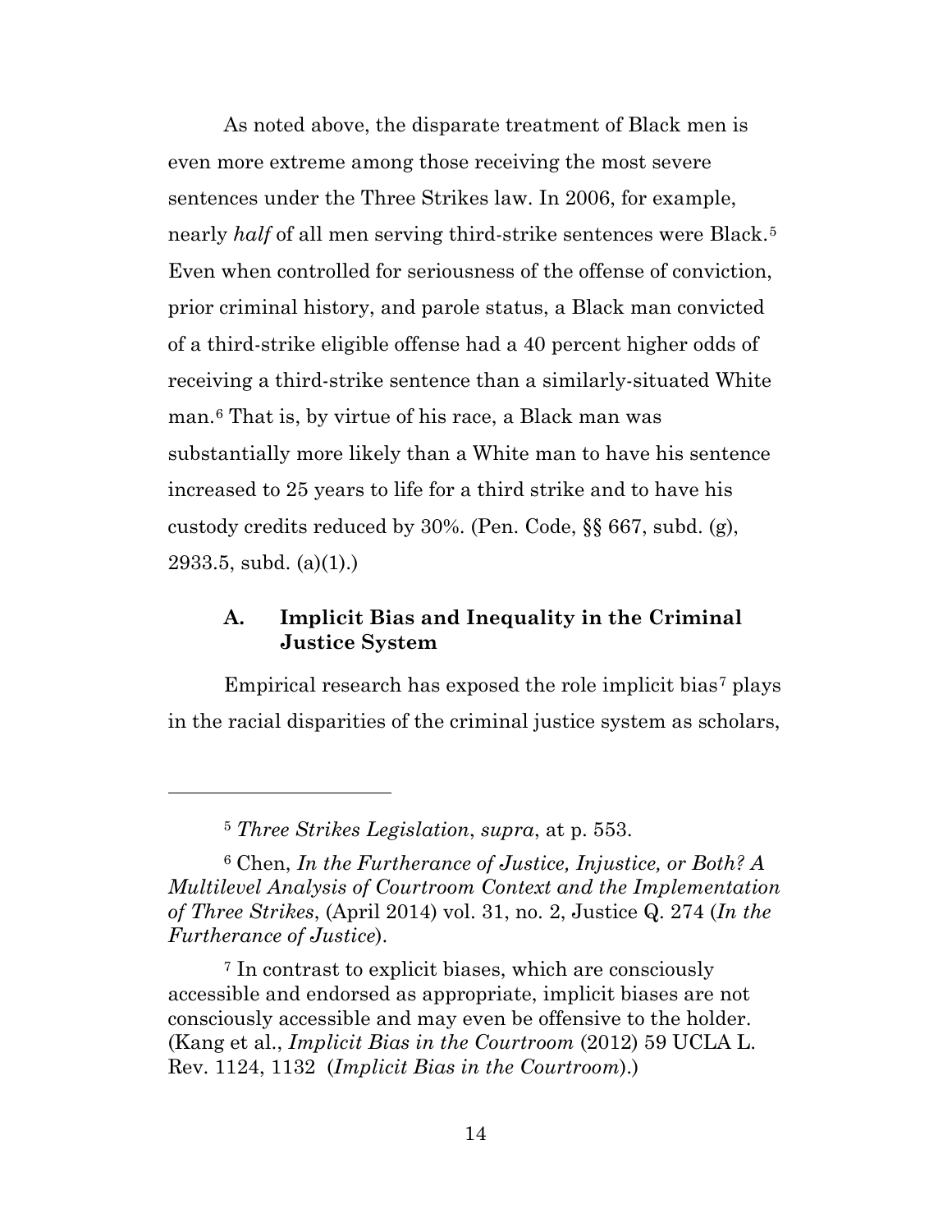As noted above, the disparate treatment of Black men is even more extreme among those receiving the most severe sentences under the Three Strikes law. In 2006, for example, nearly *half* of all men serving third-strike sentences were Black.[5] Even when controlled for seriousness of the offense of conviction, prior criminal history, and parole status, a Black man convicted of a third-strike eligible offense had a 40 percent higher odds of receiving a third-strike sentence than a similarly-situated White man.[6] That is, by virtue of his race, a Black man was substantially more likely than a White man to have his sentence increased to 25 years to life for a third strike and to have his custody credits reduced by 30%. (Pen. Code, §§ 667, subd. (g), 2933.5, subd. (a)(1).)

### A. Implicit Bias and Inequality in the Criminal Justice System

Empirical research has exposed the role implicit bias[7] plays in the racial disparities of the criminal justice system as scholars,

---

[5] *Three Strikes Legislation*, *supra*, at p. 553.

[6] Chen, *In the Furtherance of Justice, Injustice, or Both? A Multilevel Analysis of Courtroom Context and the Implementation of Three Strikes*, (April 2014) vol. 31, no. 2, Justice Q. 274 (*In the Furtherance of Justice*).

[7] In contrast to explicit biases, which are consciously accessible and endorsed as appropriate, implicit biases are not consciously accessible and may even be offensive to the holder. (Kang et al., *Implicit Bias in the Courtroom* (2012) 59 UCLA L. Rev. 1124, 1132 (*Implicit Bias in the Courtroom*).)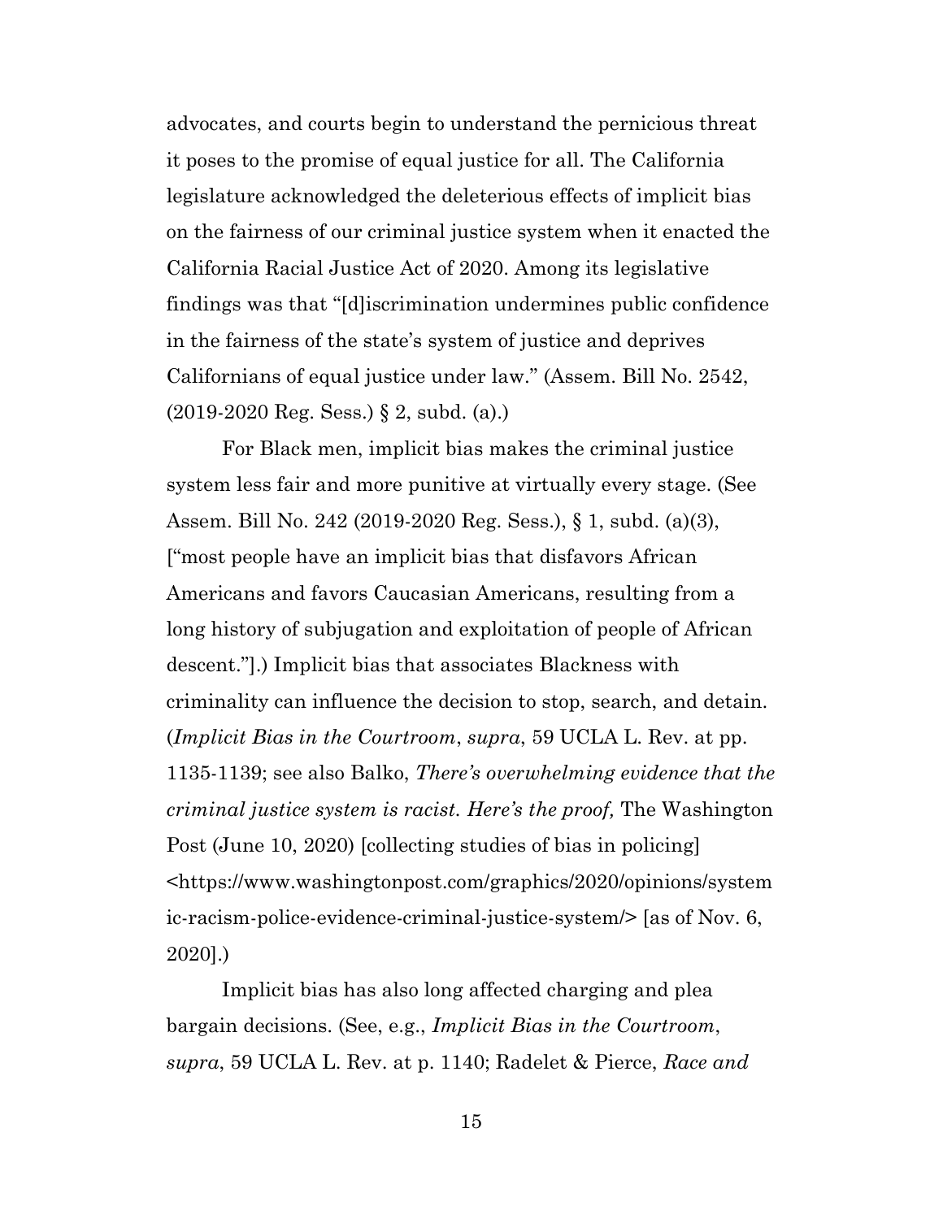advocates, and courts begin to understand the pernicious threat it poses to the promise of equal justice for all. The California legislature acknowledged the deleterious effects of implicit bias on the fairness of our criminal justice system when it enacted the California Racial Justice Act of 2020. Among its legislative findings was that "[d]iscrimination undermines public confidence in the fairness of the state's system of justice and deprives Californians of equal justice under law." (Assem. Bill No. 2542, (2019-2020 Reg. Sess.) § 2, subd. (a).)

For Black men, implicit bias makes the criminal justice system less fair and more punitive at virtually every stage. (See Assem. Bill No. 242 (2019-2020 Reg. Sess.), § 1, subd. (a)(3), ["most people have an implicit bias that disfavors African Americans and favors Caucasian Americans, resulting from a long history of subjugation and exploitation of people of African descent."].) Implicit bias that associates Blackness with criminality can influence the decision to stop, search, and detain. (*Implicit Bias in the Courtroom*, *supra*, 59 UCLA L. Rev. at pp. 1135-1139; see also Balko, *There's overwhelming evidence that the criminal justice system is racist. Here's the proof,* The Washington Post (June 10, 2020) [collecting studies of bias in policing] <https://www.washingtonpost.com/graphics/2020/opinions/systemic-racism-police-evidence-criminal-justice-system/> [as of Nov. 6, 2020].)

Implicit bias has also long affected charging and plea bargain decisions. (See, e.g., *Implicit Bias in the Courtroom*, *supra*, 59 UCLA L. Rev. at p. 1140; Radelet & Pierce, *Race and*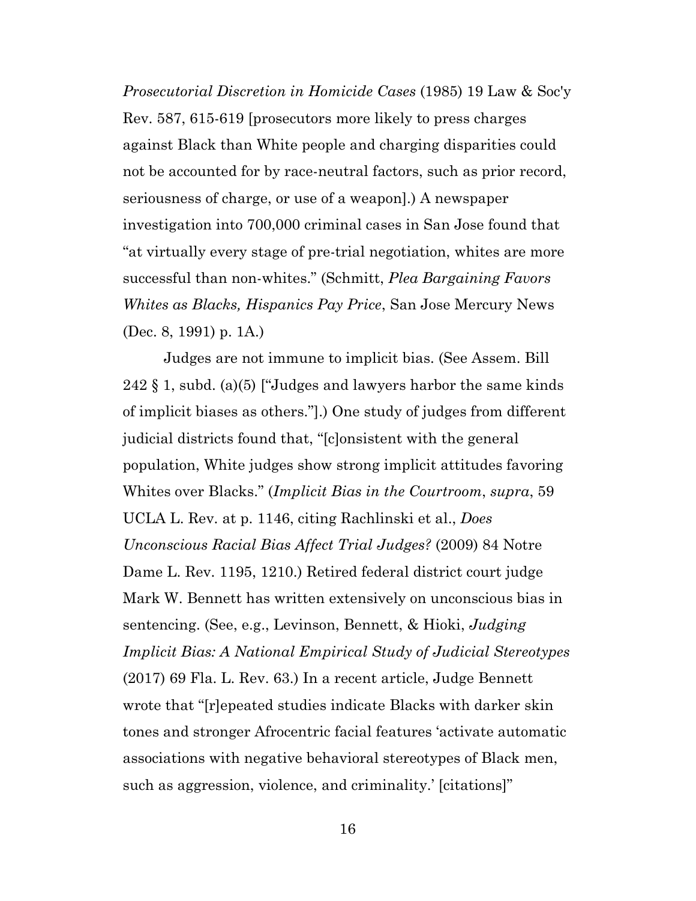*Prosecutorial Discretion in Homicide Cases* (1985) 19 Law & Soc'y Rev. 587, 615-619 [prosecutors more likely to press charges against Black than White people and charging disparities could not be accounted for by race-neutral factors, such as prior record, seriousness of charge, or use of a weapon].) A newspaper investigation into 700,000 criminal cases in San Jose found that "at virtually every stage of pre-trial negotiation, whites are more successful than non-whites." (Schmitt, *Plea Bargaining Favors Whites as Blacks, Hispanics Pay Price*, San Jose Mercury News (Dec. 8, 1991) p. 1A.)

Judges are not immune to implicit bias. (See Assem. Bill 242 § 1, subd. (a)(5) ["Judges and lawyers harbor the same kinds of implicit biases as others."].) One study of judges from different judicial districts found that, "[c]onsistent with the general population, White judges show strong implicit attitudes favoring Whites over Blacks." (*Implicit Bias in the Courtroom*, *supra*, 59 UCLA L. Rev. at p. 1146, citing Rachlinski et al., *Does Unconscious Racial Bias Affect Trial Judges?* (2009) 84 Notre Dame L. Rev. 1195, 1210.) Retired federal district court judge Mark W. Bennett has written extensively on unconscious bias in sentencing. (See, e.g., Levinson, Bennett, & Hioki, *Judging Implicit Bias: A National Empirical Study of Judicial Stereotypes* (2017) 69 Fla. L. Rev. 63.) In a recent article, Judge Bennett wrote that "[r]epeated studies indicate Blacks with darker skin tones and stronger Afrocentric facial features 'activate automatic associations with negative behavioral stereotypes of Black men, such as aggression, violence, and criminality.' [citations]"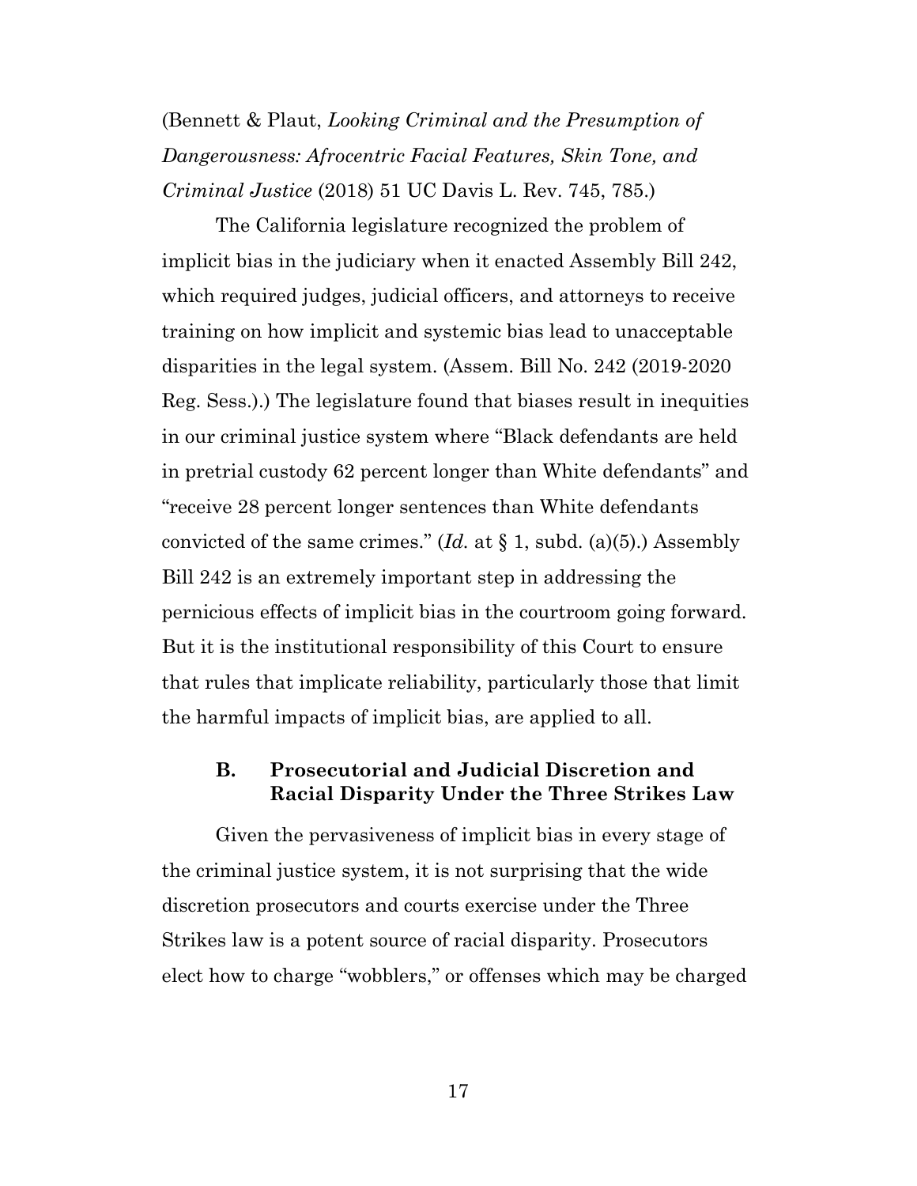(Bennett & Plaut, *Looking Criminal and the Presumption of Dangerousness: Afrocentric Facial Features, Skin Tone, and Criminal Justice* (2018) 51 UC Davis L. Rev. 745, 785.)

The California legislature recognized the problem of implicit bias in the judiciary when it enacted Assembly Bill 242, which required judges, judicial officers, and attorneys to receive training on how implicit and systemic bias lead to unacceptable disparities in the legal system. (Assem. Bill No. 242 (2019-2020 Reg. Sess.).) The legislature found that biases result in inequities in our criminal justice system where "Black defendants are held in pretrial custody 62 percent longer than White defendants" and "receive 28 percent longer sentences than White defendants convicted of the same crimes." (*Id.* at § 1, subd. (a)(5).) Assembly Bill 242 is an extremely important step in addressing the pernicious effects of implicit bias in the courtroom going forward. But it is the institutional responsibility of this Court to ensure that rules that implicate reliability, particularly those that limit the harmful impacts of implicit bias, are applied to all.

### B. Prosecutorial and Judicial Discretion and Racial Disparity Under the Three Strikes Law

Given the pervasiveness of implicit bias in every stage of the criminal justice system, it is not surprising that the wide discretion prosecutors and courts exercise under the Three Strikes law is a potent source of racial disparity. Prosecutors elect how to charge "wobblers," or offenses which may be charged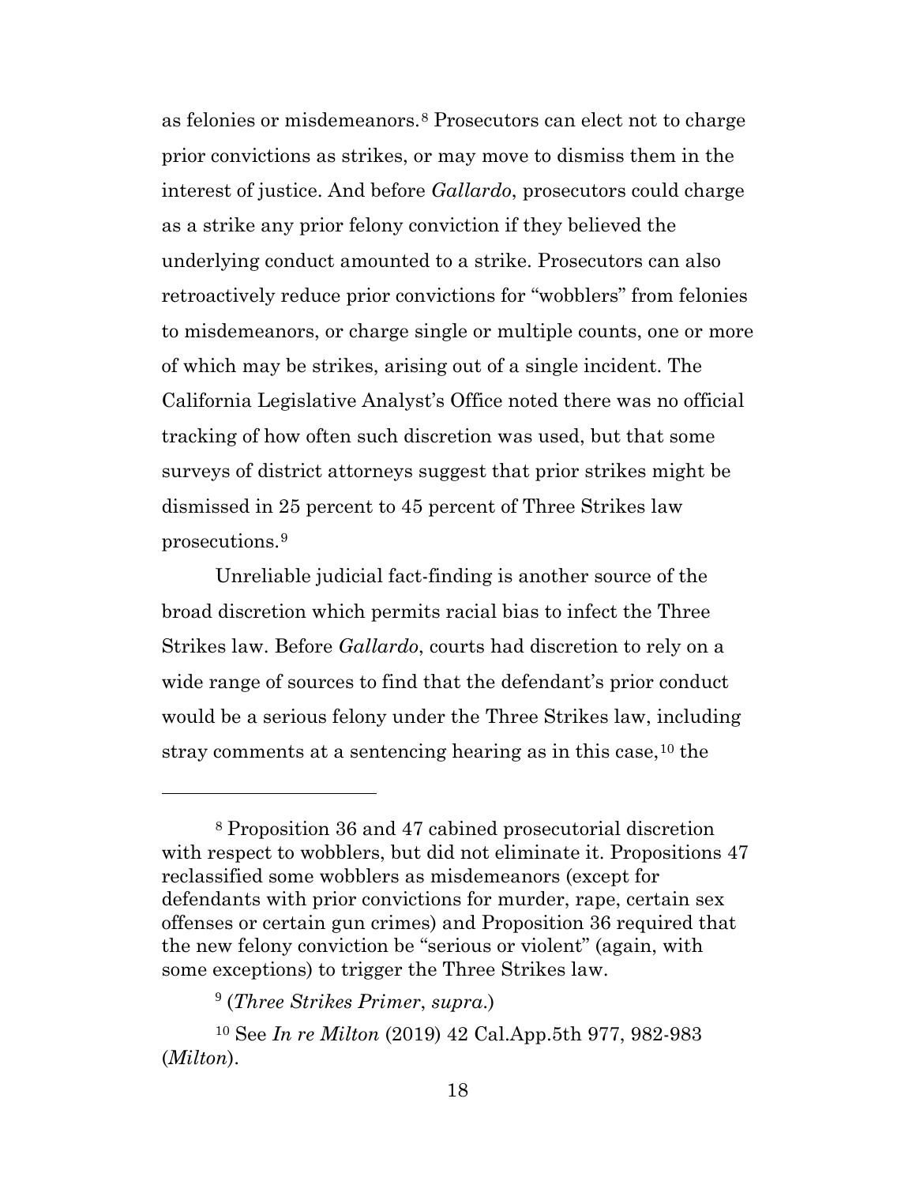as felonies or misdemeanors.[8] Prosecutors can elect not to charge prior convictions as strikes, or may move to dismiss them in the interest of justice. And before *Gallardo*, prosecutors could charge as a strike any prior felony conviction if they believed the underlying conduct amounted to a strike. Prosecutors can also retroactively reduce prior convictions for "wobblers" from felonies to misdemeanors, or charge single or multiple counts, one or more of which may be strikes, arising out of a single incident. The California Legislative Analyst's Office noted there was no official tracking of how often such discretion was used, but that some surveys of district attorneys suggest that prior strikes might be dismissed in 25 percent to 45 percent of Three Strikes law prosecutions.[9]

Unreliable judicial fact-finding is another source of the broad discretion which permits racial bias to infect the Three Strikes law. Before *Gallardo*, courts had discretion to rely on a wide range of sources to find that the defendant's prior conduct would be a serious felony under the Three Strikes law, including stray comments at a sentencing hearing as in this case,[10] the

---

[8] Proposition 36 and 47 cabined prosecutorial discretion with respect to wobblers, but did not eliminate it. Propositions 47 reclassified some wobblers as misdemeanors (except for defendants with prior convictions for murder, rape, certain sex offenses or certain gun crimes) and Proposition 36 required that the new felony conviction be "serious or violent" (again, with some exceptions) to trigger the Three Strikes law.

[9] (*Three Strikes Primer*, *supra*.)

[10] See *In re Milton* (2019) 42 Cal.App.5th 977, 982-983 (*Milton*).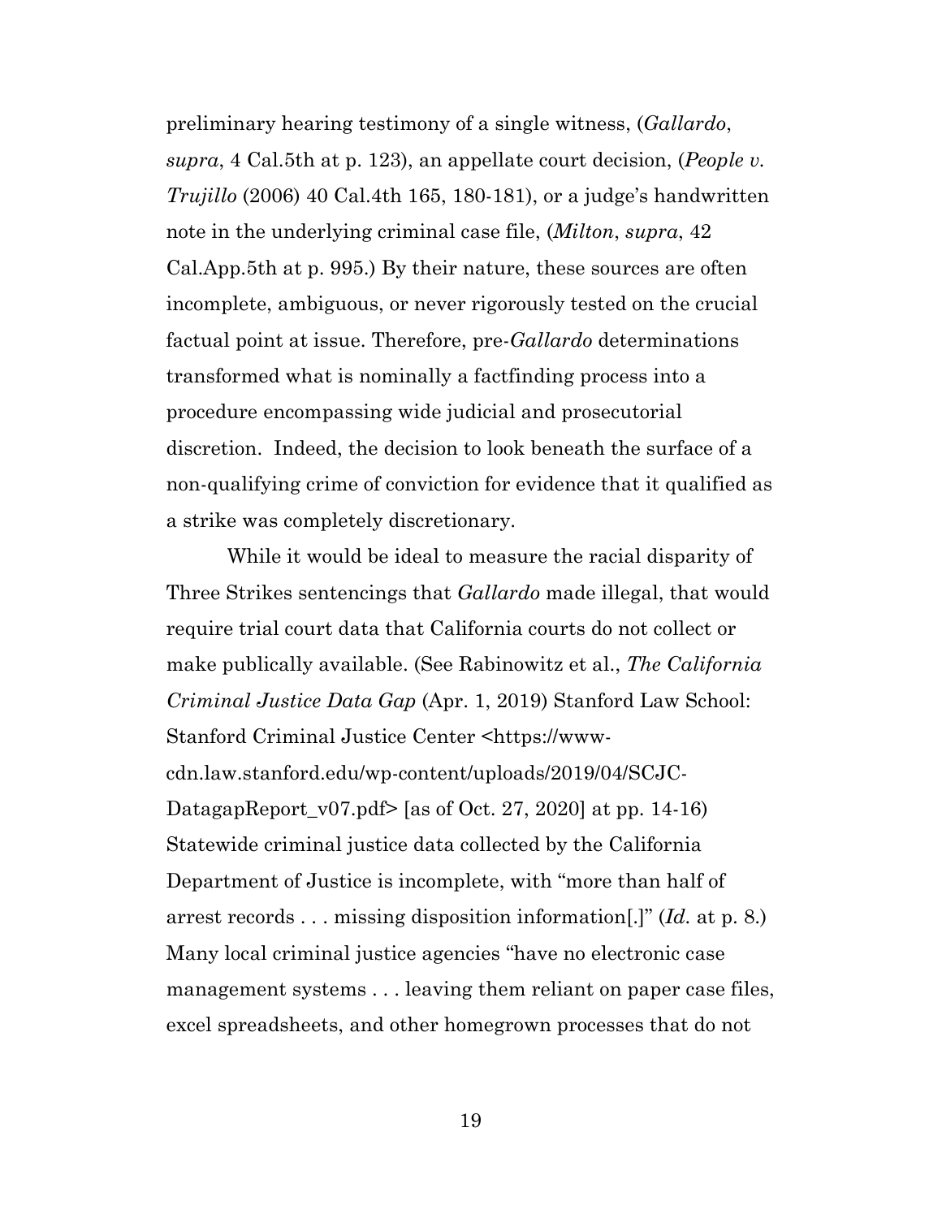preliminary hearing testimony of a single witness, (*Gallardo*, *supra*, 4 Cal.5th at p. 123), an appellate court decision, (*People v. Trujillo* (2006) 40 Cal.4th 165, 180-181), or a judge's handwritten note in the underlying criminal case file, (*Milton*, *supra*, 42 Cal.App.5th at p. 995.) By their nature, these sources are often incomplete, ambiguous, or never rigorously tested on the crucial factual point at issue. Therefore, pre-*Gallardo* determinations transformed what is nominally a factfinding process into a procedure encompassing wide judicial and prosecutorial discretion. Indeed, the decision to look beneath the surface of a non-qualifying crime of conviction for evidence that it qualified as a strike was completely discretionary.

While it would be ideal to measure the racial disparity of Three Strikes sentencings that *Gallardo* made illegal, that would require trial court data that California courts do not collect or make publically available. (See Rabinowitz et al., *The California Criminal Justice Data Gap* (Apr. 1, 2019) Stanford Law School: Stanford Criminal Justice Center <https://www-cdn.law.stanford.edu/wp-content/uploads/2019/04/SCJC-DatagapReport_v07.pdf> [as of Oct. 27, 2020] at pp. 14-16) Statewide criminal justice data collected by the California Department of Justice is incomplete, with "more than half of arrest records . . . missing disposition information[.]" (*Id.* at p. 8.) Many local criminal justice agencies "have no electronic case management systems . . . leaving them reliant on paper case files, excel spreadsheets, and other homegrown processes that do not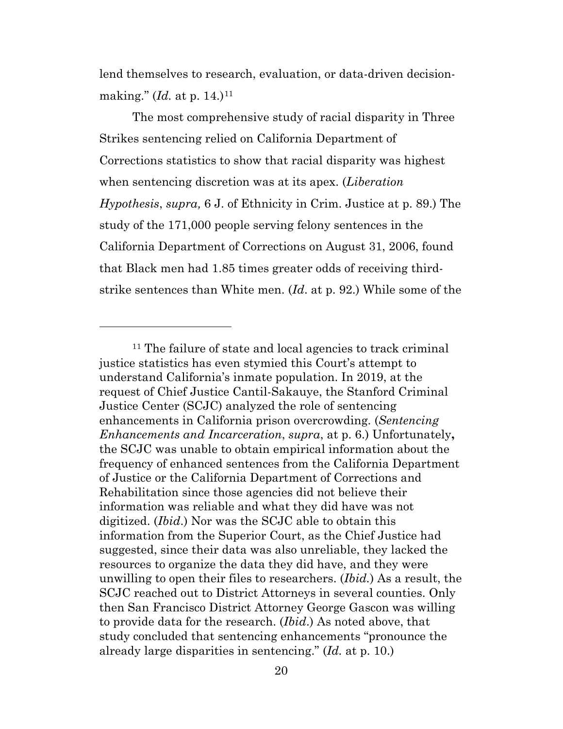lend themselves to research, evaluation, or data-driven decision-making." (*Id.* at p. 14.)[11]

The most comprehensive study of racial disparity in Three Strikes sentencing relied on California Department of Corrections statistics to show that racial disparity was highest when sentencing discretion was at its apex. (*Liberation Hypothesis*, *supra,* 6 J. of Ethnicity in Crim. Justice at p. 89.) The study of the 171,000 people serving felony sentences in the California Department of Corrections on August 31, 2006, found that Black men had 1.85 times greater odds of receiving third-strike sentences than White men. (*Id*. at p. 92.) While some of the

---

[11] The failure of state and local agencies to track criminal justice statistics has even stymied this Court's attempt to understand California's inmate population. In 2019, at the request of Chief Justice Cantil-Sakauye, the Stanford Criminal Justice Center (SCJC) analyzed the role of sentencing enhancements in California prison overcrowding. (*Sentencing Enhancements and Incarceration*, *supra*, at p. 6.) Unfortunately**,** the SCJC was unable to obtain empirical information about the frequency of enhanced sentences from the California Department of Justice or the California Department of Corrections and Rehabilitation since those agencies did not believe their information was reliable and what they did have was not digitized. (*Ibid*.) Nor was the SCJC able to obtain this information from the Superior Court, as the Chief Justice had suggested, since their data was also unreliable, they lacked the resources to organize the data they did have, and they were unwilling to open their files to researchers. (*Ibid.*) As a result, the SCJC reached out to District Attorneys in several counties. Only then San Francisco District Attorney George Gascon was willing to provide data for the research. (*Ibid*.) As noted above, that study concluded that sentencing enhancements "pronounce the already large disparities in sentencing." (*Id.* at p. 10.)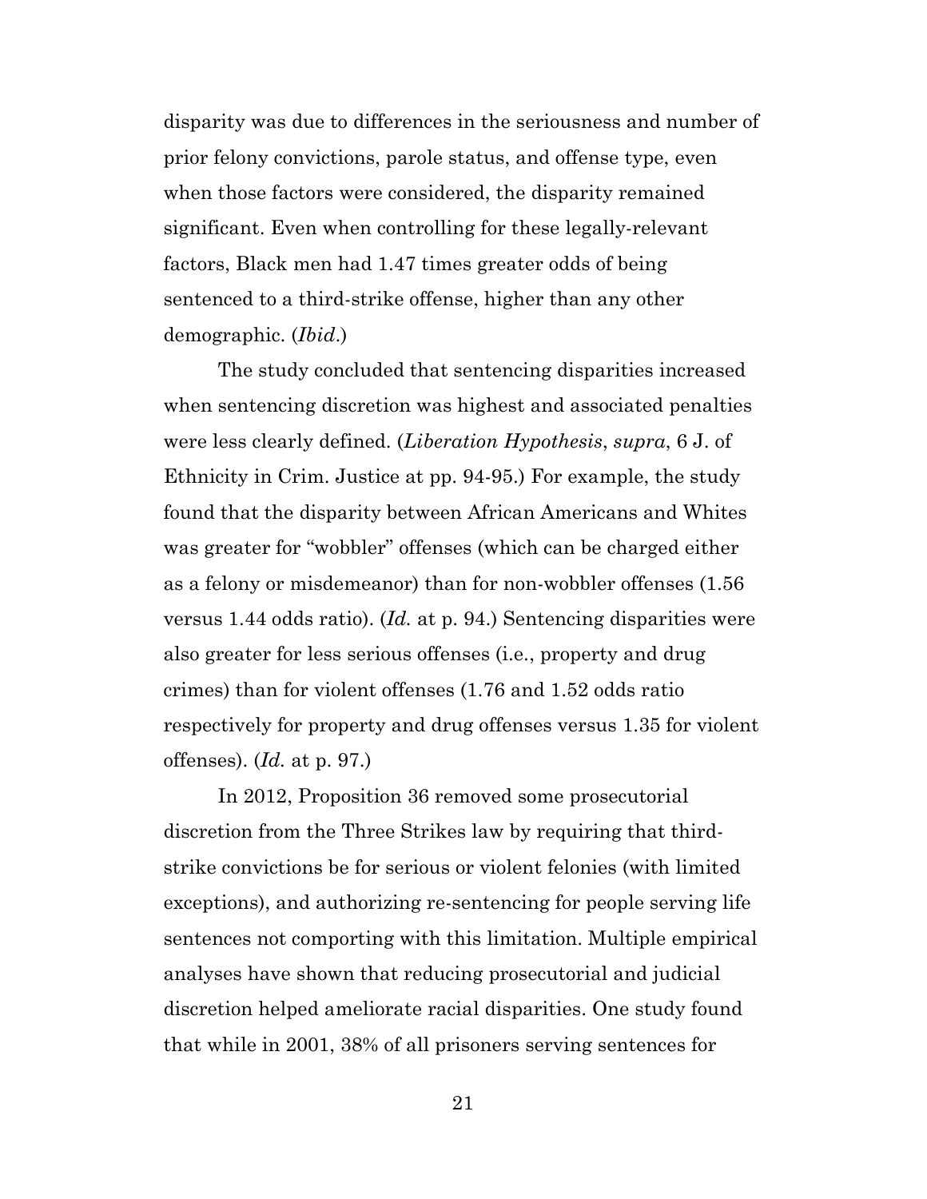disparity was due to differences in the seriousness and number of prior felony convictions, parole status, and offense type, even when those factors were considered, the disparity remained significant. Even when controlling for these legally-relevant factors, Black men had 1.47 times greater odds of being sentenced to a third-strike offense, higher than any other demographic. (*Ibid.*)

The study concluded that sentencing disparities increased when sentencing discretion was highest and associated penalties were less clearly defined. (*Liberation Hypothesis*, *supra*, 6 J. of Ethnicity in Crim. Justice at pp. 94-95.) For example, the study found that the disparity between African Americans and Whites was greater for "wobbler" offenses (which can be charged either as a felony or misdemeanor) than for non-wobbler offenses (1.56 versus 1.44 odds ratio). (*Id.* at p. 94.) Sentencing disparities were also greater for less serious offenses (i.e., property and drug crimes) than for violent offenses (1.76 and 1.52 odds ratio respectively for property and drug offenses versus 1.35 for violent offenses). (*Id.* at p. 97.)

In 2012, Proposition 36 removed some prosecutorial discretion from the Three Strikes law by requiring that third-strike convictions be for serious or violent felonies (with limited exceptions), and authorizing re-sentencing for people serving life sentences not comporting with this limitation. Multiple empirical analyses have shown that reducing prosecutorial and judicial discretion helped ameliorate racial disparities. One study found that while in 2001, 38% of all prisoners serving sentences for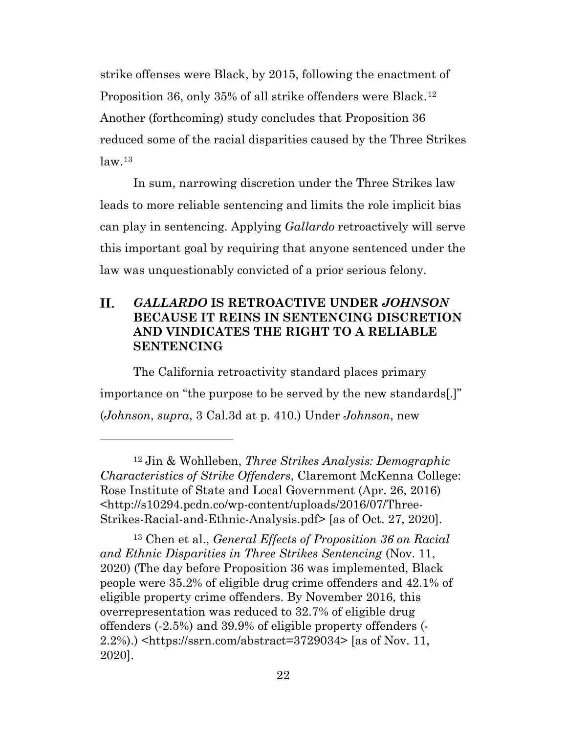strike offenses were Black, by 2015, following the enactment of Proposition 36, only 35% of all strike offenders were Black.[12] Another (forthcoming) study concludes that Proposition 36 reduced some of the racial disparities caused by the Three Strikes law.[13]

In sum, narrowing discretion under the Three Strikes law leads to more reliable sentencing and limits the role implicit bias can play in sentencing. Applying *Gallardo* retroactively will serve this important goal by requiring that anyone sentenced under the law was unquestionably convicted of a prior serious felony.

## II. *GALLARDO* IS RETROACTIVE UNDER *JOHNSON* BECAUSE IT REINS IN SENTENCING DISCRETION AND VINDICATES THE RIGHT TO A RELIABLE SENTENCING

The California retroactivity standard places primary importance on "the purpose to be served by the new standards[.]" (*Johnson*, *supra*, 3 Cal.3d at p. 410.) Under *Johnson*, new

---

[12] Jin & Wohlleben, *Three Strikes Analysis: Demographic Characteristics of Strike Offenders*, Claremont McKenna College: Rose Institute of State and Local Government (Apr. 26, 2016) <http://s10294.pcdn.co/wp-content/uploads/2016/07/Three-Strikes-Racial-and-Ethnic-Analysis.pdf> [as of Oct. 27, 2020].

[13] Chen et al., *General Effects of Proposition 36 on Racial and Ethnic Disparities in Three Strikes Sentencing* (Nov. 11, 2020) (The day before Proposition 36 was implemented, Black people were 35.2% of eligible drug crime offenders and 42.1% of eligible property crime offenders. By November 2016, this overrepresentation was reduced to 32.7% of eligible drug offenders (-2.5%) and 39.9% of eligible property offenders (-2.2%).) <https://ssrn.com/abstract=3729034> [as of Nov. 11, 2020].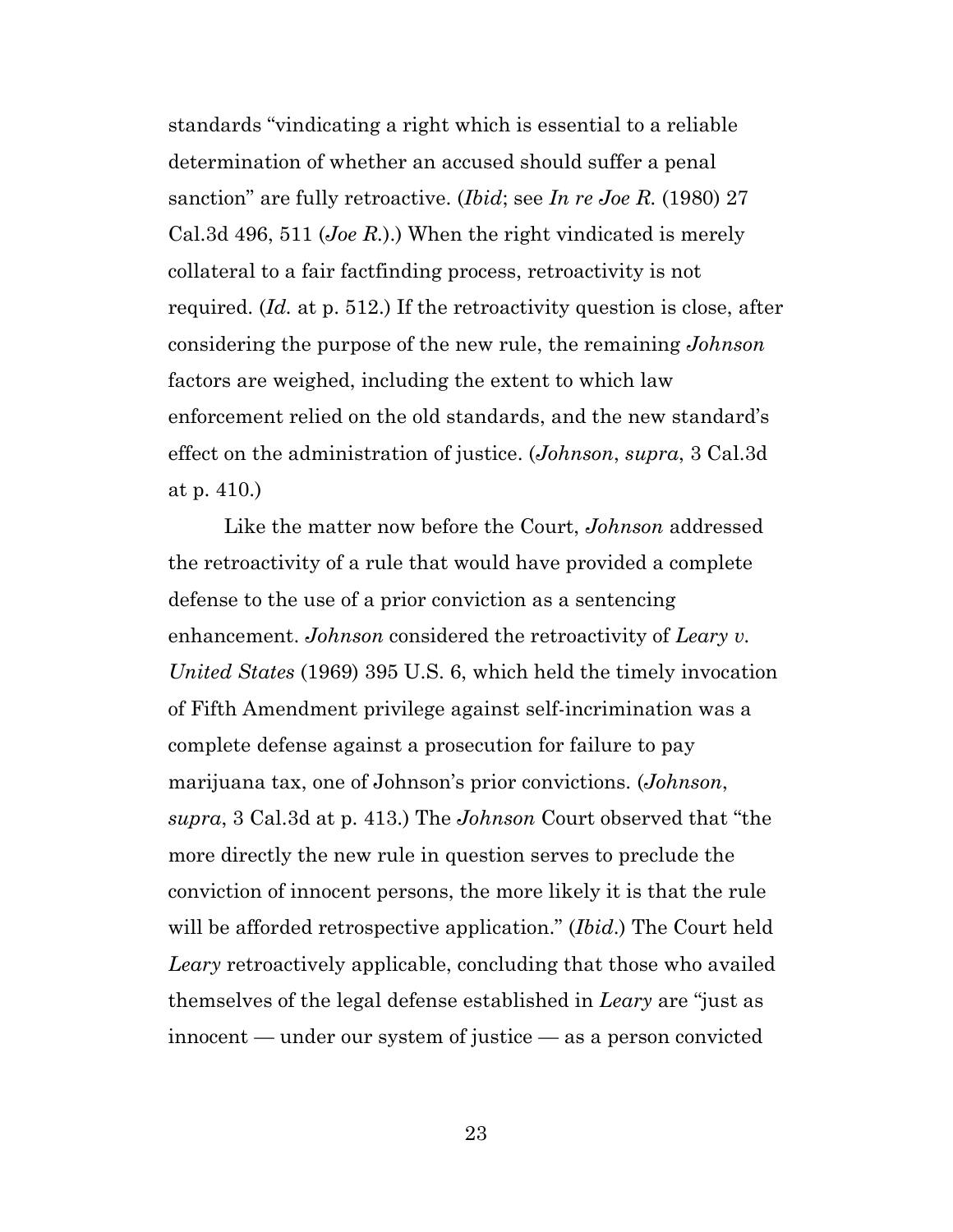standards "vindicating a right which is essential to a reliable determination of whether an accused should suffer a penal sanction" are fully retroactive. (*Ibid*; see *In re Joe R.* (1980) 27 Cal.3d 496, 511 (*Joe R.*).) When the right vindicated is merely collateral to a fair factfinding process, retroactivity is not required. (*Id.* at p. 512.) If the retroactivity question is close, after considering the purpose of the new rule, the remaining *Johnson* factors are weighed, including the extent to which law enforcement relied on the old standards, and the new standard's effect on the administration of justice. (*Johnson*, *supra*, 3 Cal.3d at p. 410.)

Like the matter now before the Court, *Johnson* addressed the retroactivity of a rule that would have provided a complete defense to the use of a prior conviction as a sentencing enhancement. *Johnson* considered the retroactivity of *Leary v. United States* (1969) 395 U.S. 6, which held the timely invocation of Fifth Amendment privilege against self-incrimination was a complete defense against a prosecution for failure to pay marijuana tax, one of Johnson's prior convictions. (*Johnson*, *supra*, 3 Cal.3d at p. 413.) The *Johnson* Court observed that "the more directly the new rule in question serves to preclude the conviction of innocent persons, the more likely it is that the rule will be afforded retrospective application." (*Ibid*.) The Court held *Leary* retroactively applicable, concluding that those who availed themselves of the legal defense established in *Leary* are "just as innocent — under our system of justice — as a person convicted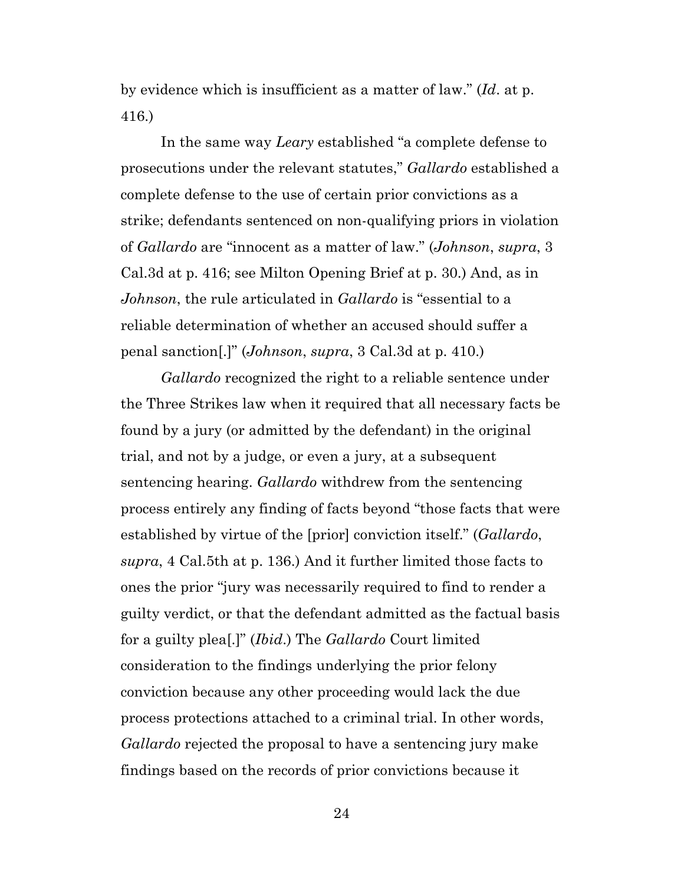by evidence which is insufficient as a matter of law." (*Id*. at p. 416.)

In the same way *Leary* established "a complete defense to prosecutions under the relevant statutes," *Gallardo* established a complete defense to the use of certain prior convictions as a strike; defendants sentenced on non-qualifying priors in violation of *Gallardo* are "innocent as a matter of law." (*Johnson*, *supra*, 3 Cal.3d at p. 416; see Milton Opening Brief at p. 30.) And, as in *Johnson*, the rule articulated in *Gallardo* is "essential to a reliable determination of whether an accused should suffer a penal sanction[.]" (*Johnson*, *supra*, 3 Cal.3d at p. 410.)

*Gallardo* recognized the right to a reliable sentence under the Three Strikes law when it required that all necessary facts be found by a jury (or admitted by the defendant) in the original trial, and not by a judge, or even a jury, at a subsequent sentencing hearing. *Gallardo* withdrew from the sentencing process entirely any finding of facts beyond "those facts that were established by virtue of the [prior] conviction itself." (*Gallardo*, *supra*, 4 Cal.5th at p. 136.) And it further limited those facts to ones the prior "jury was necessarily required to find to render a guilty verdict, or that the defendant admitted as the factual basis for a guilty plea[.]" (*Ibid*.) The *Gallardo* Court limited consideration to the findings underlying the prior felony conviction because any other proceeding would lack the due process protections attached to a criminal trial. In other words, *Gallardo* rejected the proposal to have a sentencing jury make findings based on the records of prior convictions because it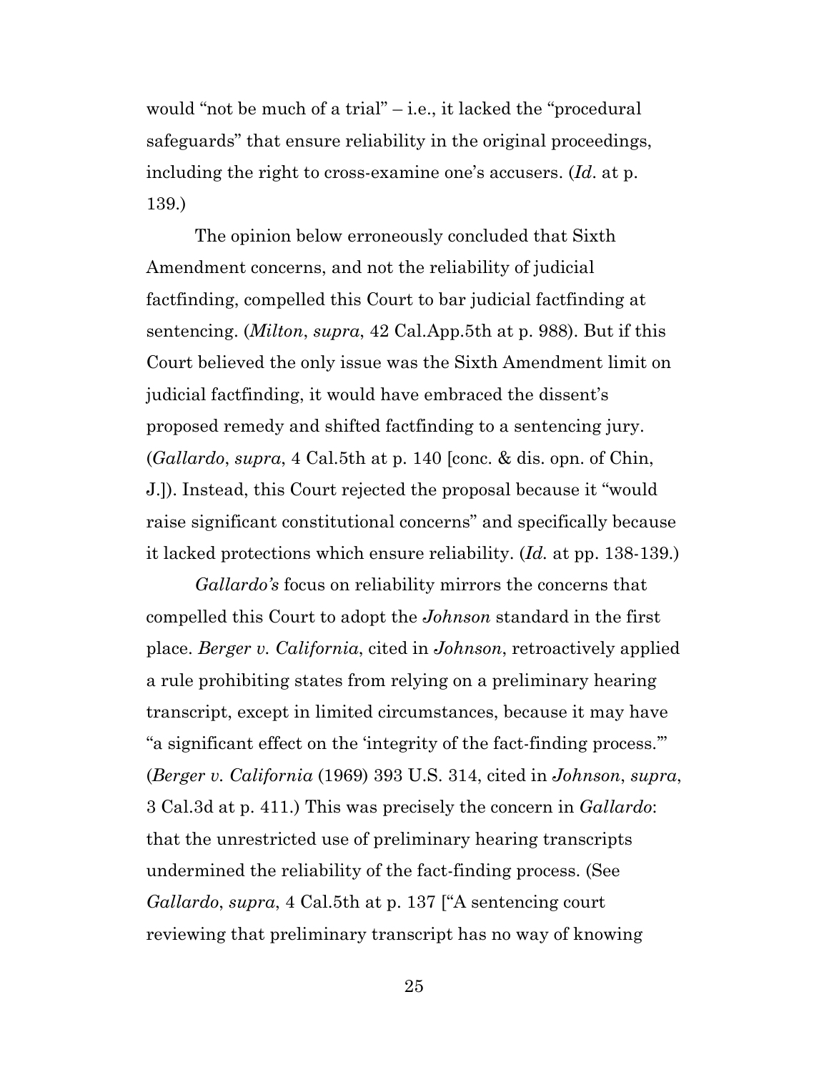would "not be much of a trial" – i.e., it lacked the "procedural safeguards" that ensure reliability in the original proceedings, including the right to cross-examine one's accusers. (*Id*. at p. 139.)

The opinion below erroneously concluded that Sixth Amendment concerns, and not the reliability of judicial factfinding, compelled this Court to bar judicial factfinding at sentencing. (*Milton*, *supra*, 42 Cal.App.5th at p. 988). But if this Court believed the only issue was the Sixth Amendment limit on judicial factfinding, it would have embraced the dissent's proposed remedy and shifted factfinding to a sentencing jury. (*Gallardo*, *supra*, 4 Cal.5th at p. 140 [conc. & dis. opn. of Chin, J.]). Instead, this Court rejected the proposal because it "would raise significant constitutional concerns" and specifically because it lacked protections which ensure reliability. (*Id.* at pp. 138-139.)

*Gallardo's* focus on reliability mirrors the concerns that compelled this Court to adopt the *Johnson* standard in the first place. *Berger v. California*, cited in *Johnson*, retroactively applied a rule prohibiting states from relying on a preliminary hearing transcript, except in limited circumstances, because it may have "a significant effect on the 'integrity of the fact-finding process.'" (*Berger v. California* (1969) 393 U.S. 314, cited in *Johnson*, *supra*, 3 Cal.3d at p. 411.) This was precisely the concern in *Gallardo*: that the unrestricted use of preliminary hearing transcripts undermined the reliability of the fact-finding process. (See *Gallardo*, *supra*, 4 Cal.5th at p. 137 ["A sentencing court reviewing that preliminary transcript has no way of knowing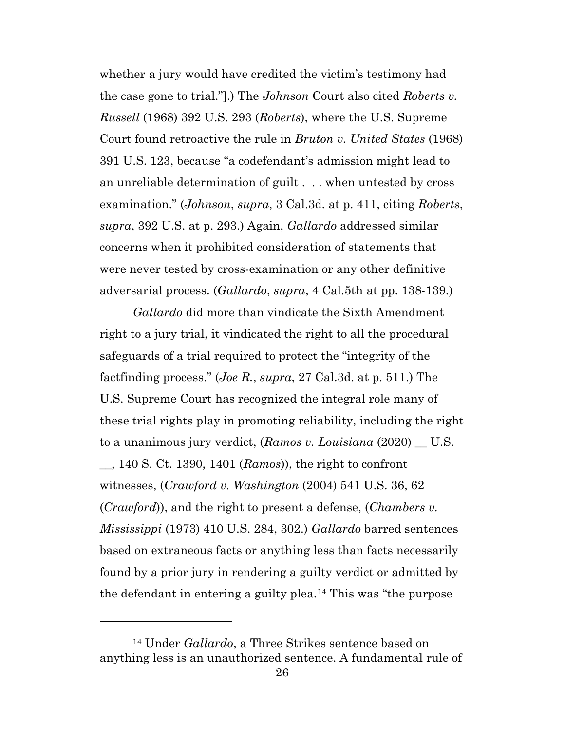whether a jury would have credited the victim's testimony had the case gone to trial."].) The *Johnson* Court also cited *Roberts v. Russell* (1968) 392 U.S. 293 (*Roberts*), where the U.S. Supreme Court found retroactive the rule in *Bruton v. United States* (1968) 391 U.S. 123, because "a codefendant's admission might lead to an unreliable determination of guilt . . . when untested by cross examination." (*Johnson*, *supra*, 3 Cal.3d. at p. 411, citing *Roberts*, *supra*, 392 U.S. at p. 293.) Again, *Gallardo* addressed similar concerns when it prohibited consideration of statements that were never tested by cross-examination or any other definitive adversarial process. (*Gallardo*, *supra*, 4 Cal.5th at pp. 138-139.)

*Gallardo* did more than vindicate the Sixth Amendment right to a jury trial, it vindicated the right to all the procedural safeguards of a trial required to protect the "integrity of the factfinding process." (*Joe R.*, *supra*, 27 Cal.3d. at p. 511.) The U.S. Supreme Court has recognized the integral role many of these trial rights play in promoting reliability, including the right to a unanimous jury verdict, (*Ramos v. Louisiana* (2020) __ U.S. __, 140 S. Ct. 1390, 1401 (*Ramos*)), the right to confront witnesses, (*Crawford v. Washington* (2004) 541 U.S. 36, 62 (*Crawford*)), and the right to present a defense, (*Chambers v. Mississippi* (1973) 410 U.S. 284, 302.) *Gallardo* barred sentences based on extraneous facts or anything less than facts necessarily found by a prior jury in rendering a guilty verdict or admitted by the defendant in entering a guilty plea.[14] This was "the purpose

[14] Under *Gallardo*, a Three Strikes sentence based on anything less is an unauthorized sentence. A fundamental rule of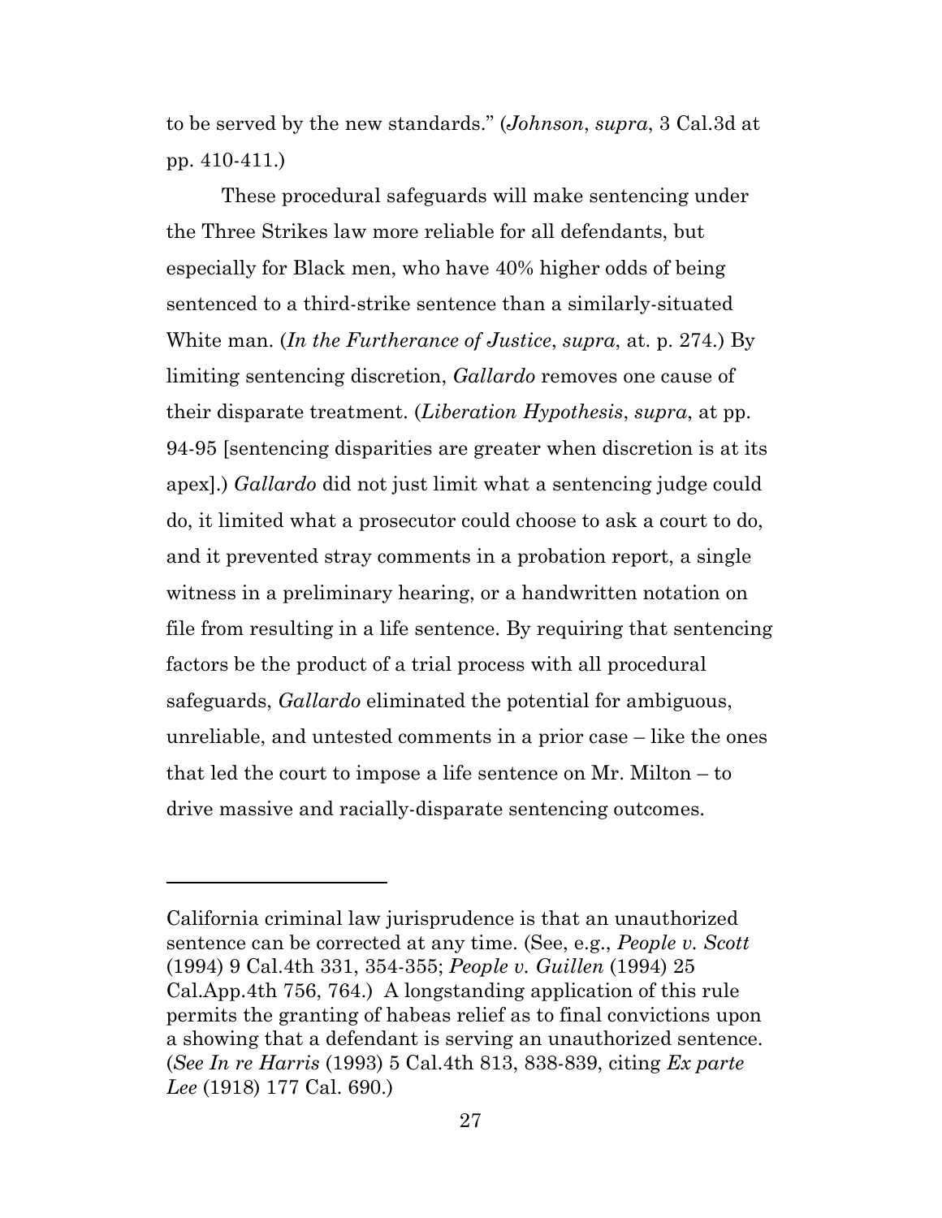to be served by the new standards." (*Johnson*, *supra*, 3 Cal.3d at pp. 410-411.)

These procedural safeguards will make sentencing under the Three Strikes law more reliable for all defendants, but especially for Black men, who have 40% higher odds of being sentenced to a third-strike sentence than a similarly-situated White man. (*In the Furtherance of Justice*, *supra*, at. p. 274.) By limiting sentencing discretion, *Gallardo* removes one cause of their disparate treatment. (*Liberation Hypothesis*, *supra*, at pp. 94-95 [sentencing disparities are greater when discretion is at its apex].) *Gallardo* did not just limit what a sentencing judge could do, it limited what a prosecutor could choose to ask a court to do, and it prevented stray comments in a probation report, a single witness in a preliminary hearing, or a handwritten notation on file from resulting in a life sentence. By requiring that sentencing factors be the product of a trial process with all procedural safeguards, *Gallardo* eliminated the potential for ambiguous, unreliable, and untested comments in a prior case – like the ones that led the court to impose a life sentence on Mr. Milton – to drive massive and racially-disparate sentencing outcomes.

---

California criminal law jurisprudence is that an unauthorized sentence can be corrected at any time. (See, e.g., *People v. Scott* (1994) 9 Cal.4th 331, 354-355; *People v. Guillen* (1994) 25 Cal.App.4th 756, 764.) A longstanding application of this rule permits the granting of habeas relief as to final convictions upon a showing that a defendant is serving an unauthorized sentence. (*See In re Harris* (1993) 5 Cal.4th 813, 838-839, citing *Ex parte Lee* (1918) 177 Cal. 690.)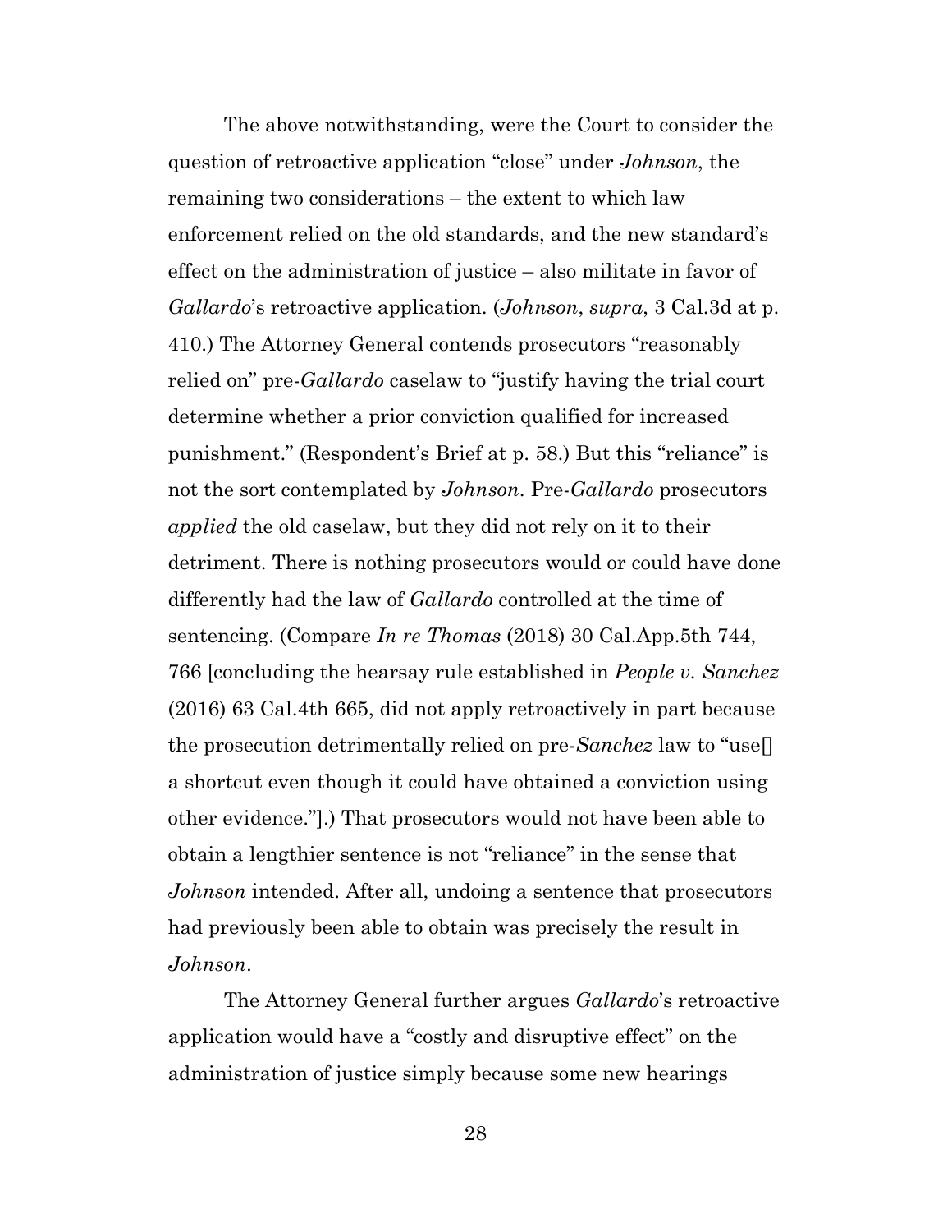The above notwithstanding, were the Court to consider the question of retroactive application "close" under *Johnson*, the remaining two considerations – the extent to which law enforcement relied on the old standards, and the new standard's effect on the administration of justice – also militate in favor of *Gallardo*'s retroactive application. (*Johnson*, *supra*, 3 Cal.3d at p. 410.) The Attorney General contends prosecutors "reasonably relied on" pre-*Gallardo* caselaw to "justify having the trial court determine whether a prior conviction qualified for increased punishment." (Respondent's Brief at p. 58.) But this "reliance" is not the sort contemplated by *Johnson*. Pre-*Gallardo* prosecutors *applied* the old caselaw, but they did not rely on it to their detriment. There is nothing prosecutors would or could have done differently had the law of *Gallardo* controlled at the time of sentencing. (Compare *In re Thomas* (2018) 30 Cal.App.5th 744, 766 [concluding the hearsay rule established in *People v. Sanchez* (2016) 63 Cal.4th 665, did not apply retroactively in part because the prosecution detrimentally relied on pre-*Sanchez* law to "use[] a shortcut even though it could have obtained a conviction using other evidence."].) That prosecutors would not have been able to obtain a lengthier sentence is not "reliance" in the sense that *Johnson* intended. After all, undoing a sentence that prosecutors had previously been able to obtain was precisely the result in *Johnson*.

The Attorney General further argues *Gallardo*'s retroactive application would have a "costly and disruptive effect" on the administration of justice simply because some new hearings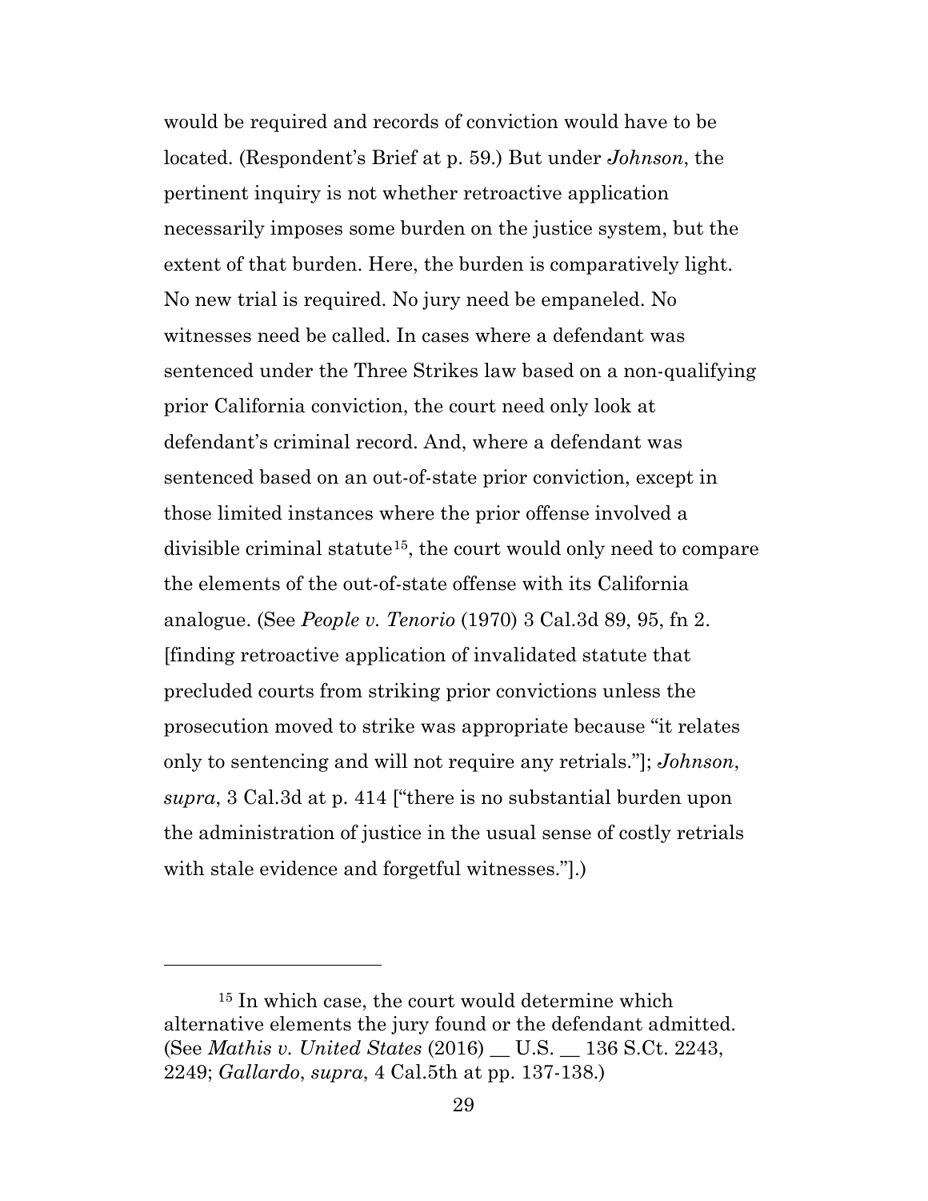would be required and records of conviction would have to be located. (Respondent's Brief at p. 59.) But under *Johnson*, the pertinent inquiry is not whether retroactive application necessarily imposes some burden on the justice system, but the extent of that burden. Here, the burden is comparatively light. No new trial is required. No jury need be empaneled. No witnesses need be called. In cases where a defendant was sentenced under the Three Strikes law based on a non-qualifying prior California conviction, the court need only look at defendant's criminal record. And, where a defendant was sentenced based on an out-of-state prior conviction, except in those limited instances where the prior offense involved a divisible criminal statute[15], the court would only need to compare the elements of the out-of-state offense with its California analogue. (See *People v. Tenorio* (1970) 3 Cal.3d 89, 95, fn 2. [finding retroactive application of invalidated statute that precluded courts from striking prior convictions unless the prosecution moved to strike was appropriate because "it relates only to sentencing and will not require any retrials."]; *Johnson*, *supra*, 3 Cal.3d at p. 414 ["there is no substantial burden upon the administration of justice in the usual sense of costly retrials with stale evidence and forgetful witnesses."].)

---

[15] In which case, the court would determine which alternative elements the jury found or the defendant admitted. (See *Mathis v. United States* (2016) __ U.S. __ 136 S.Ct. 2243, 2249; *Gallardo*, *supra*, 4 Cal.5th at pp. 137-138.)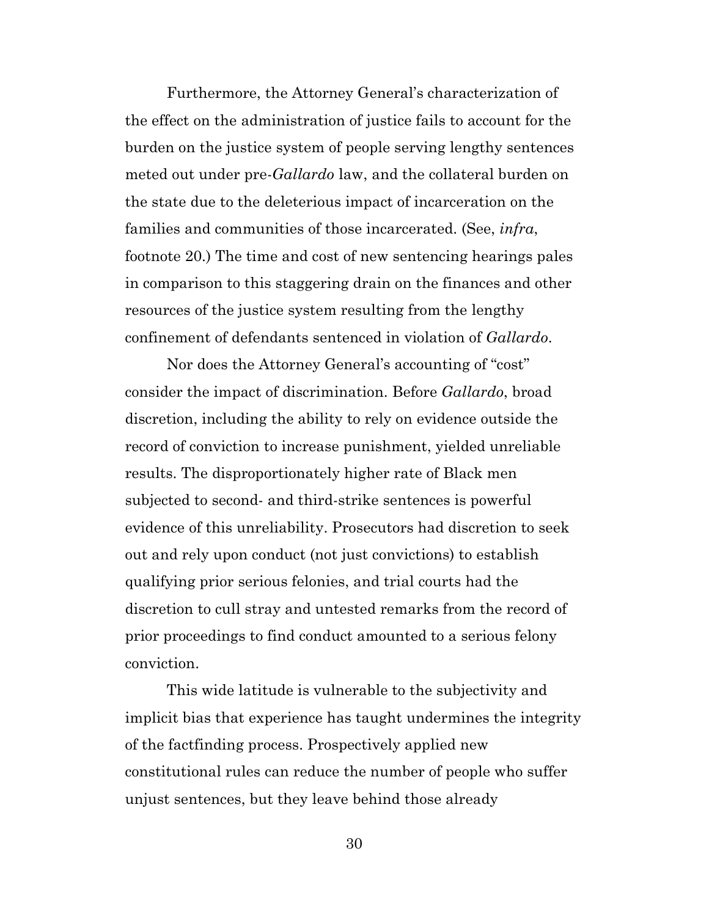Furthermore, the Attorney General's characterization of the effect on the administration of justice fails to account for the burden on the justice system of people serving lengthy sentences meted out under pre-*Gallardo* law, and the collateral burden on the state due to the deleterious impact of incarceration on the families and communities of those incarcerated. (See, *infra*, footnote 20.) The time and cost of new sentencing hearings pales in comparison to this staggering drain on the finances and other resources of the justice system resulting from the lengthy confinement of defendants sentenced in violation of *Gallardo*.

Nor does the Attorney General's accounting of "cost" consider the impact of discrimination. Before *Gallardo*, broad discretion, including the ability to rely on evidence outside the record of conviction to increase punishment, yielded unreliable results. The disproportionately higher rate of Black men subjected to second- and third-strike sentences is powerful evidence of this unreliability. Prosecutors had discretion to seek out and rely upon conduct (not just convictions) to establish qualifying prior serious felonies, and trial courts had the discretion to cull stray and untested remarks from the record of prior proceedings to find conduct amounted to a serious felony conviction.

This wide latitude is vulnerable to the subjectivity and implicit bias that experience has taught undermines the integrity of the factfinding process. Prospectively applied new constitutional rules can reduce the number of people who suffer unjust sentences, but they leave behind those already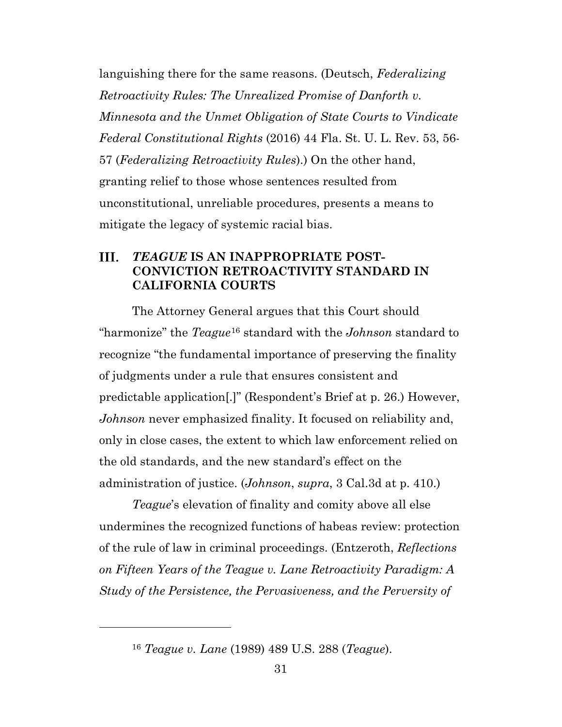languishing there for the same reasons. (Deutsch, *Federalizing Retroactivity Rules: The Unrealized Promise of Danforth v. Minnesota and the Unmet Obligation of State Courts to Vindicate Federal Constitutional Rights* (2016) 44 Fla. St. U. L. Rev. 53, 56-57 (*Federalizing Retroactivity Rules*).) On the other hand, granting relief to those whose sentences resulted from unconstitutional, unreliable procedures, presents a means to mitigate the legacy of systemic racial bias.

## III. *TEAGUE* IS AN INAPPROPRIATE POST-CONVICTION RETROACTIVITY STANDARD IN CALIFORNIA COURTS

The Attorney General argues that this Court should "harmonize" the *Teague*[16] standard with the *Johnson* standard to recognize "the fundamental importance of preserving the finality of judgments under a rule that ensures consistent and predictable application[.]" (Respondent's Brief at p. 26.) However, *Johnson* never emphasized finality. It focused on reliability and, only in close cases, the extent to which law enforcement relied on the old standards, and the new standard's effect on the administration of justice. (*Johnson*, *supra*, 3 Cal.3d at p. 410.)

*Teague*'s elevation of finality and comity above all else undermines the recognized functions of habeas review: protection of the rule of law in criminal proceedings. (Entzeroth, *Reflections on Fifteen Years of the Teague v. Lane Retroactivity Paradigm: A Study of the Persistence, the Pervasiveness, and the Perversity of*

---

[16] *Teague v. Lane* (1989) 489 U.S. 288 (*Teague*).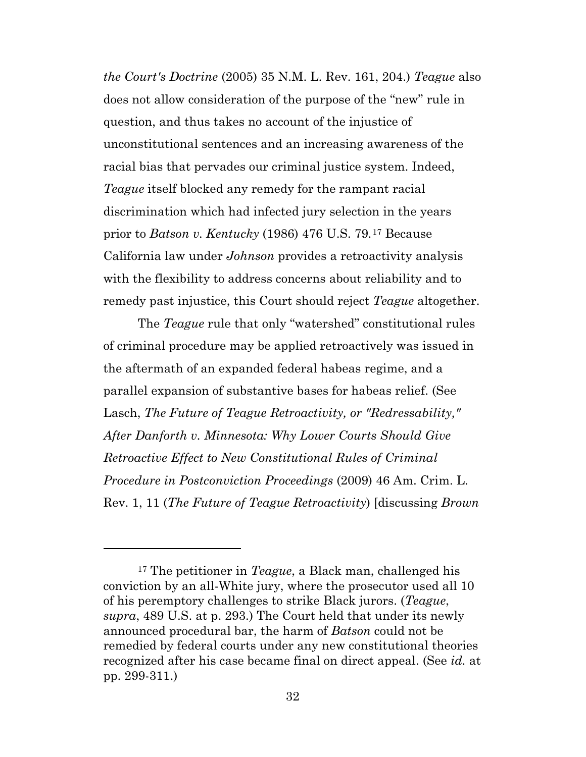*the Court's Doctrine* (2005) 35 N.M. L. Rev. 161, 204.) *Teague* also does not allow consideration of the purpose of the "new" rule in question, and thus takes no account of the injustice of unconstitutional sentences and an increasing awareness of the racial bias that pervades our criminal justice system. Indeed, *Teague* itself blocked any remedy for the rampant racial discrimination which had infected jury selection in the years prior to *Batson v. Kentucky* (1986) 476 U.S. 79.[17] Because California law under *Johnson* provides a retroactivity analysis with the flexibility to address concerns about reliability and to remedy past injustice, this Court should reject *Teague* altogether.

The *Teague* rule that only "watershed" constitutional rules of criminal procedure may be applied retroactively was issued in the aftermath of an expanded federal habeas regime, and a parallel expansion of substantive bases for habeas relief. (See Lasch, *The Future of Teague Retroactivity, or "Redressability," After Danforth v. Minnesota: Why Lower Courts Should Give Retroactive Effect to New Constitutional Rules of Criminal Procedure in Postconviction Proceedings* (2009) 46 Am. Crim. L. Rev. 1, 11 (*The Future of Teague Retroactivity*) [discussing *Brown*

---

[17] The petitioner in *Teague*, a Black man, challenged his conviction by an all-White jury, where the prosecutor used all 10 of his peremptory challenges to strike Black jurors. (*Teague*, *supra*, 489 U.S. at p. 293.) The Court held that under its newly announced procedural bar, the harm of *Batson* could not be remedied by federal courts under any new constitutional theories recognized after his case became final on direct appeal. (See *id.* at pp. 299-311.)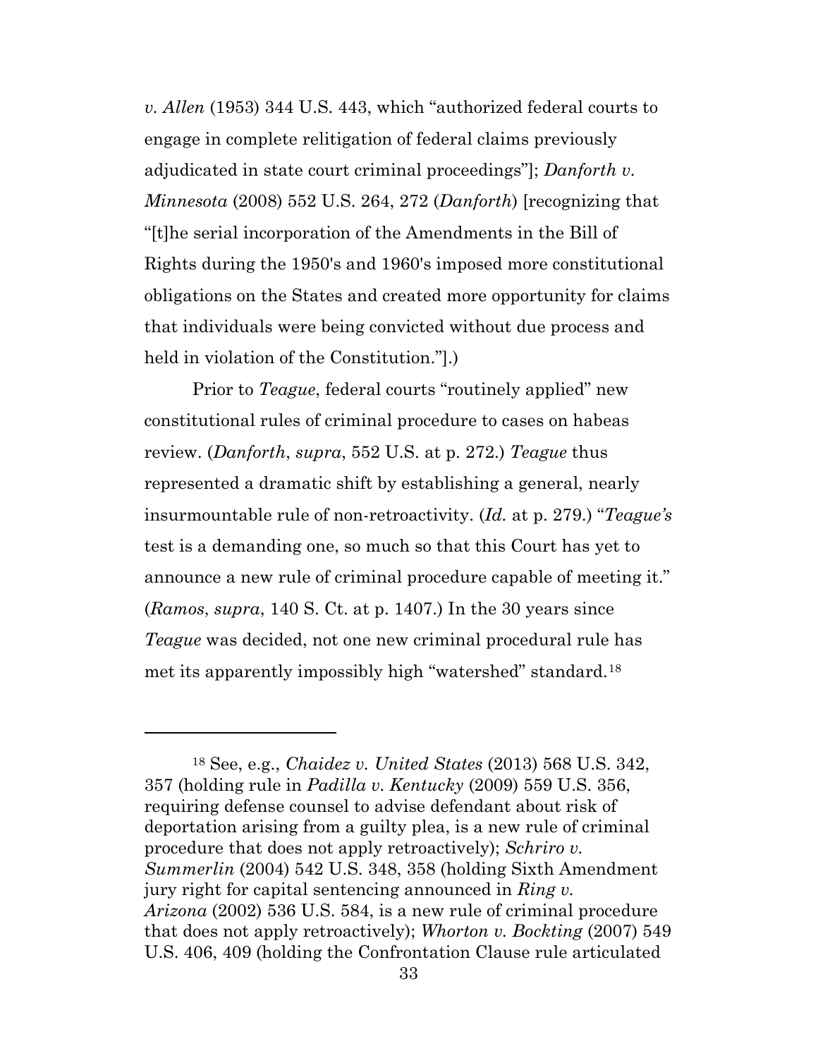*v. Allen* (1953) 344 U.S. 443, which "authorized federal courts to engage in complete relitigation of federal claims previously adjudicated in state court criminal proceedings"]; *Danforth v. Minnesota* (2008) 552 U.S. 264, 272 (*Danforth*) [recognizing that "[t]he serial incorporation of the Amendments in the Bill of Rights during the 1950's and 1960's imposed more constitutional obligations on the States and created more opportunity for claims that individuals were being convicted without due process and held in violation of the Constitution."].)

Prior to *Teague*, federal courts "routinely applied" new constitutional rules of criminal procedure to cases on habeas review. (*Danforth*, *supra*, 552 U.S. at p. 272.) *Teague* thus represented a dramatic shift by establishing a general, nearly insurmountable rule of non-retroactivity. (*Id.* at p. 279.) "*Teague's* test is a demanding one, so much so that this Court has yet to announce a new rule of criminal procedure capable of meeting it." (*Ramos*, *supra*, 140 S. Ct. at p. 1407.) In the 30 years since *Teague* was decided, not one new criminal procedural rule has met its apparently impossibly high "watershed" standard.[18]

---

[18] See, e.g., *Chaidez v. United States* (2013) 568 U.S. 342, 357 (holding rule in *Padilla v. Kentucky* (2009) 559 U.S. 356, requiring defense counsel to advise defendant about risk of deportation arising from a guilty plea, is a new rule of criminal procedure that does not apply retroactively); *Schriro v. Summerlin* (2004) 542 U.S. 348, 358 (holding Sixth Amendment jury right for capital sentencing announced in *Ring v. Arizona* (2002) 536 U.S. 584, is a new rule of criminal procedure that does not apply retroactively); *Whorton v. Bockting* (2007) 549 U.S. 406, 409 (holding the Confrontation Clause rule articulated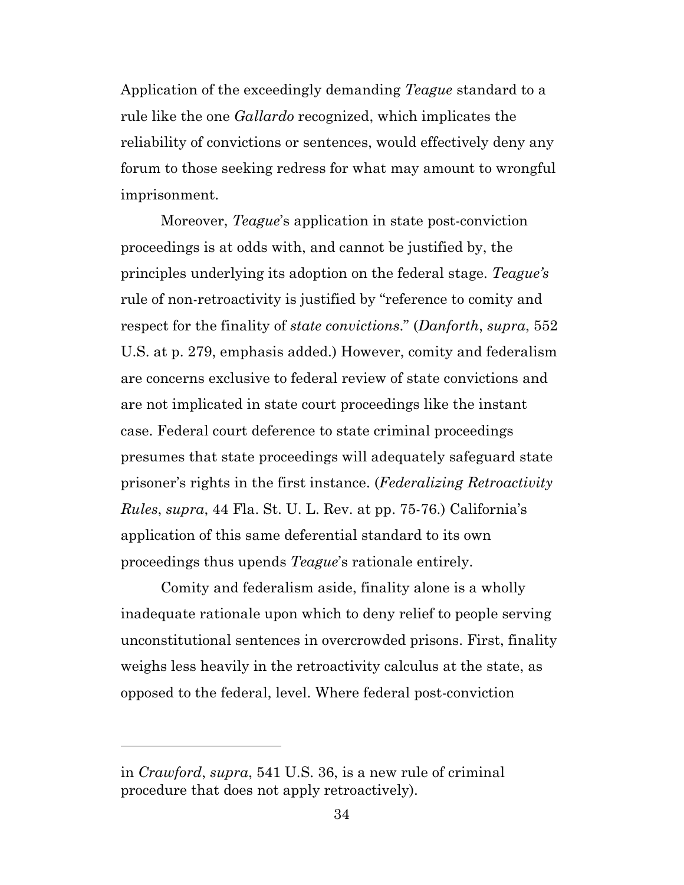Application of the exceedingly demanding *Teague* standard to a rule like the one *Gallardo* recognized, which implicates the reliability of convictions or sentences, would effectively deny any forum to those seeking redress for what may amount to wrongful imprisonment.

Moreover, *Teague*'s application in state post-conviction proceedings is at odds with, and cannot be justified by, the principles underlying its adoption on the federal stage. *Teague's* rule of non-retroactivity is justified by "reference to comity and respect for the finality of *state convictions*." (*Danforth*, *supra*, 552 U.S. at p. 279, emphasis added.) However, comity and federalism are concerns exclusive to federal review of state convictions and are not implicated in state court proceedings like the instant case. Federal court deference to state criminal proceedings presumes that state proceedings will adequately safeguard state prisoner's rights in the first instance. (*Federalizing Retroactivity Rules*, *supra*, 44 Fla. St. U. L. Rev. at pp. 75-76.) California's application of this same deferential standard to its own proceedings thus upends *Teague*'s rationale entirely.

Comity and federalism aside, finality alone is a wholly inadequate rationale upon which to deny relief to people serving unconstitutional sentences in overcrowded prisons. First, finality weighs less heavily in the retroactivity calculus at the state, as opposed to the federal, level. Where federal post-conviction

---

in *Crawford*, *supra*, 541 U.S. 36, is a new rule of criminal procedure that does not apply retroactively).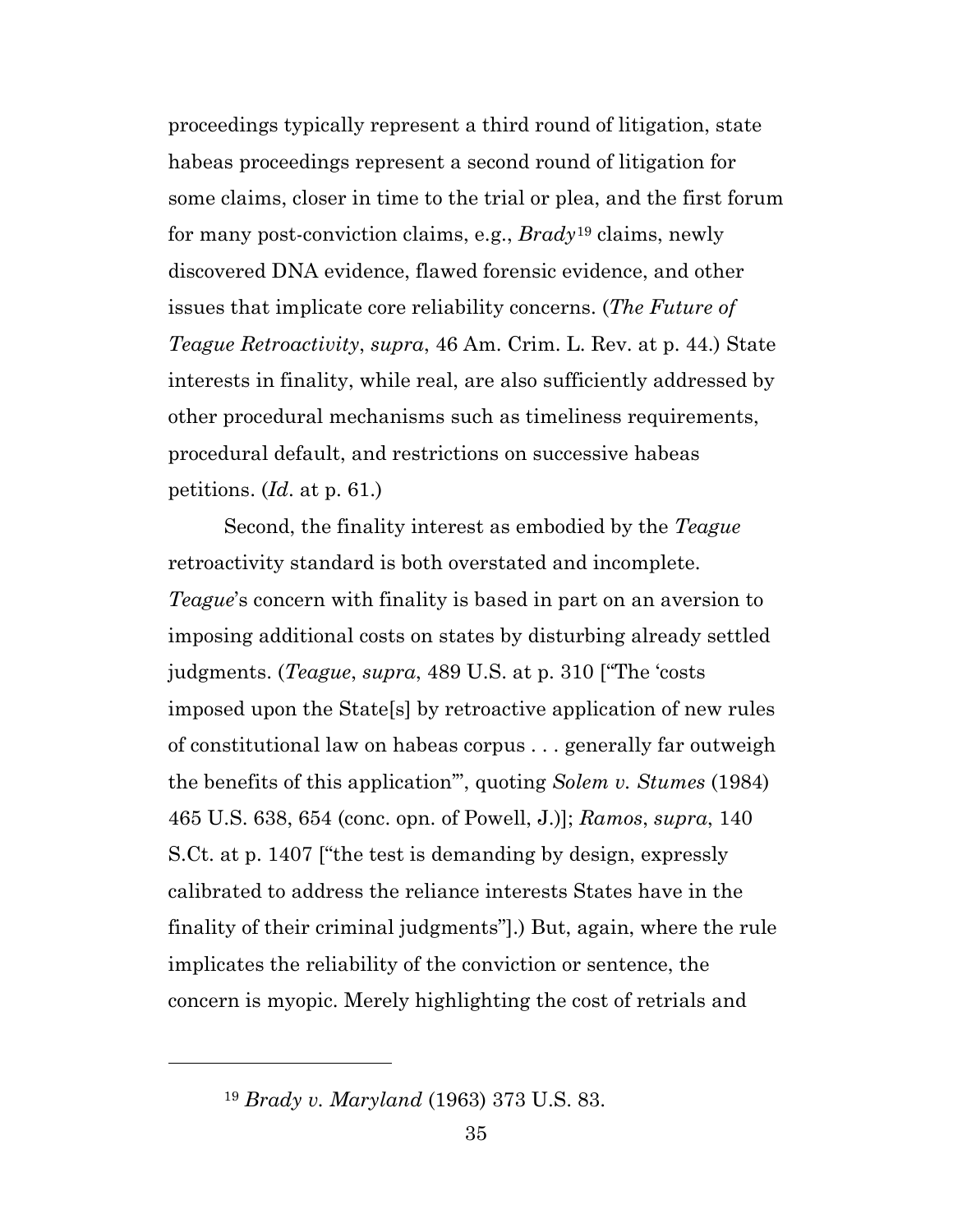proceedings typically represent a third round of litigation, state habeas proceedings represent a second round of litigation for some claims, closer in time to the trial or plea, and the first forum for many post-conviction claims, e.g., *Brady*[19] claims, newly discovered DNA evidence, flawed forensic evidence, and other issues that implicate core reliability concerns. (*The Future of Teague Retroactivity*, *supra*, 46 Am. Crim. L. Rev. at p. 44.) State interests in finality, while real, are also sufficiently addressed by other procedural mechanisms such as timeliness requirements, procedural default, and restrictions on successive habeas petitions. (*Id*. at p. 61.)

Second, the finality interest as embodied by the *Teague* retroactivity standard is both overstated and incomplete. *Teague*'s concern with finality is based in part on an aversion to imposing additional costs on states by disturbing already settled judgments. (*Teague*, *supra*, 489 U.S. at p. 310 ["The 'costs imposed upon the State[s] by retroactive application of new rules of constitutional law on habeas corpus . . . generally far outweigh the benefits of this application'", quoting *Solem v. Stumes* (1984) 465 U.S. 638, 654 (conc. opn. of Powell, J.)]; *Ramos*, *supra*, 140 S.Ct. at p. 1407 ["the test is demanding by design, expressly calibrated to address the reliance interests States have in the finality of their criminal judgments"].) But, again, where the rule implicates the reliability of the conviction or sentence, the concern is myopic. Merely highlighting the cost of retrials and

[19] *Brady v. Maryland* (1963) 373 U.S. 83.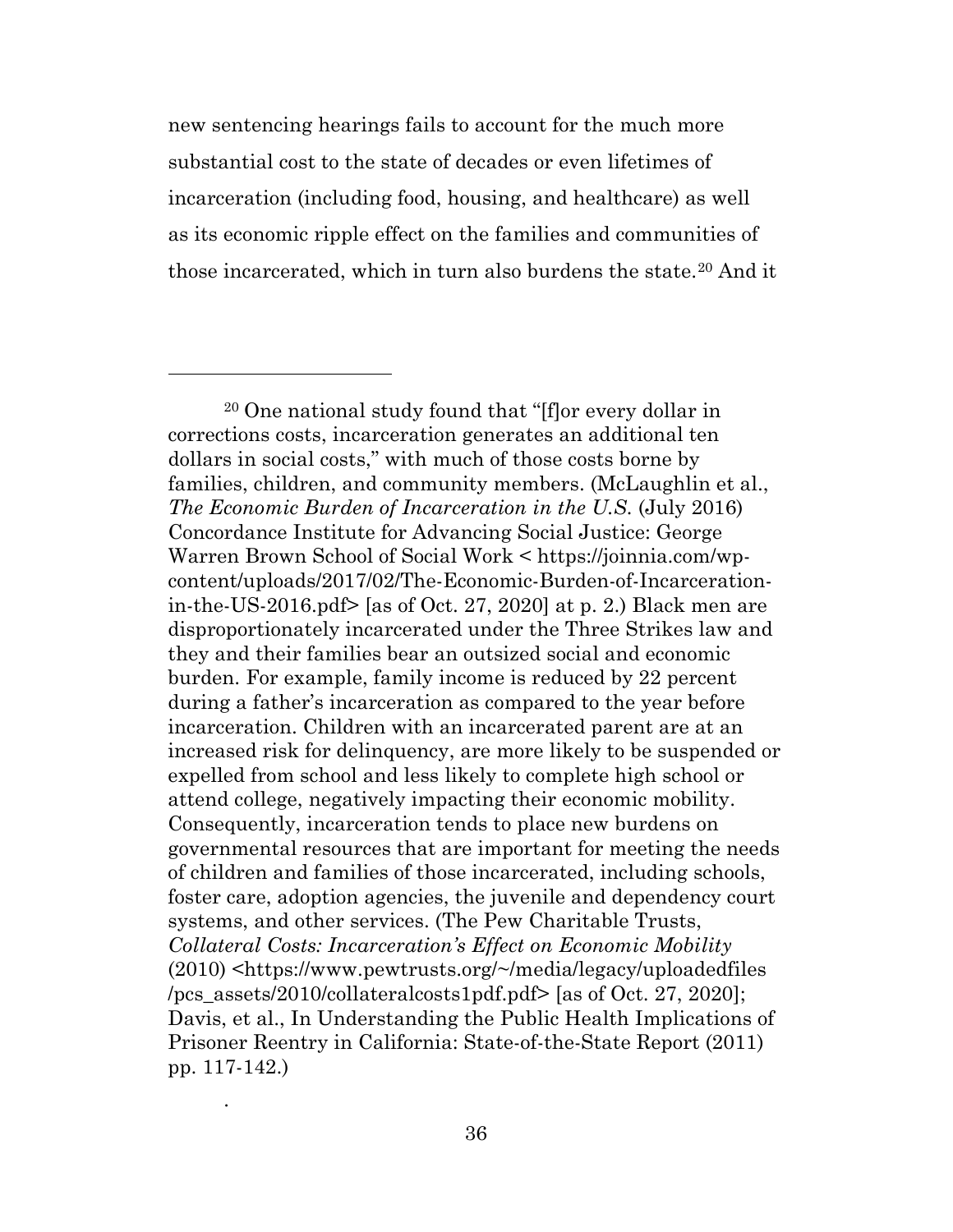new sentencing hearings fails to account for the much more substantial cost to the state of decades or even lifetimes of incarceration (including food, housing, and healthcare) as well as its economic ripple effect on the families and communities of those incarcerated, which in turn also burdens the state.[20] And it

---

[20] One national study found that "[f]or every dollar in corrections costs, incarceration generates an additional ten dollars in social costs," with much of those costs borne by families, children, and community members. (McLaughlin et al., *The Economic Burden of Incarceration in the U.S.* (July 2016) Concordance Institute for Advancing Social Justice: George Warren Brown School of Social Work < https://joinnia.com/wp-content/uploads/2017/02/The-Economic-Burden-of-Incarceration-in-the-US-2016.pdf> [as of Oct. 27, 2020] at p. 2.) Black men are disproportionately incarcerated under the Three Strikes law and they and their families bear an outsized social and economic burden. For example, family income is reduced by 22 percent during a father's incarceration as compared to the year before incarceration. Children with an incarcerated parent are at an increased risk for delinquency, are more likely to be suspended or expelled from school and less likely to complete high school or attend college, negatively impacting their economic mobility. Consequently, incarceration tends to place new burdens on governmental resources that are important for meeting the needs of children and families of those incarcerated, including schools, foster care, adoption agencies, the juvenile and dependency court systems, and other services. (The Pew Charitable Trusts, *Collateral Costs: Incarceration's Effect on Economic Mobility* (2010) <https://www.pewtrusts.org/~/media/legacy/uploadedfiles/pcs_assets/2010/collateralcosts1pdf.pdf> [as of Oct. 27, 2020]; Davis, et al., In Understanding the Public Health Implications of Prisoner Reentry in California: State-of-the-State Report (2011) pp. 117-142.)

.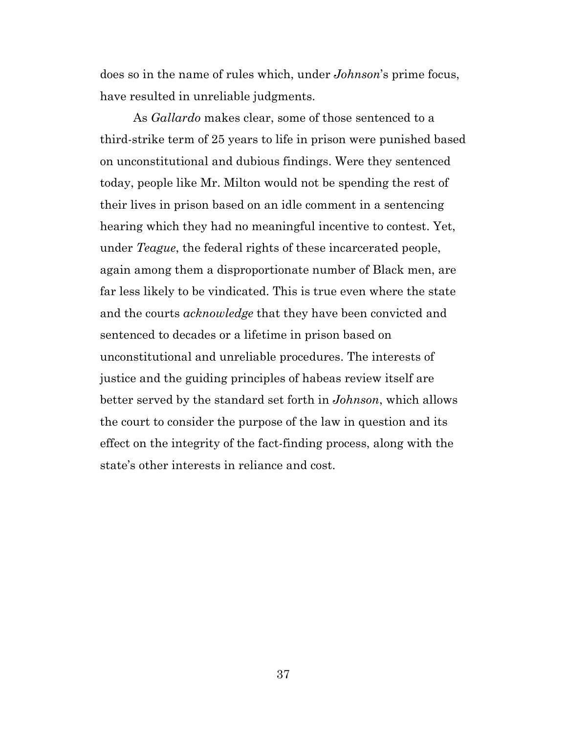does so in the name of rules which, under *Johnson*'s prime focus, have resulted in unreliable judgments.

As *Gallardo* makes clear, some of those sentenced to a third-strike term of 25 years to life in prison were punished based on unconstitutional and dubious findings. Were they sentenced today, people like Mr. Milton would not be spending the rest of their lives in prison based on an idle comment in a sentencing hearing which they had no meaningful incentive to contest. Yet, under *Teague*, the federal rights of these incarcerated people, again among them a disproportionate number of Black men, are far less likely to be vindicated. This is true even where the state and the courts *acknowledge* that they have been convicted and sentenced to decades or a lifetime in prison based on unconstitutional and unreliable procedures. The interests of justice and the guiding principles of habeas review itself are better served by the standard set forth in *Johnson*, which allows the court to consider the purpose of the law in question and its effect on the integrity of the fact-finding process, along with the state's other interests in reliance and cost.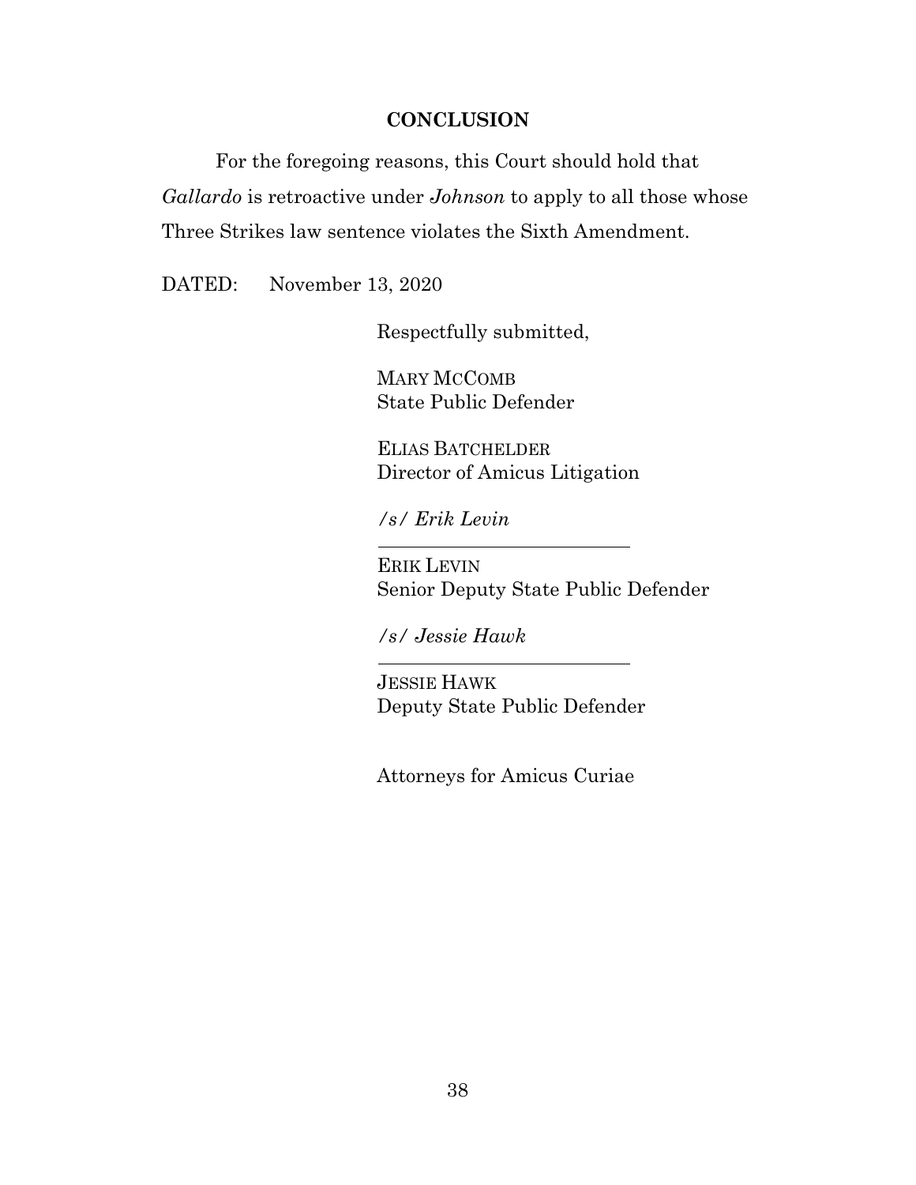## CONCLUSION

For the foregoing reasons, this Court should hold that *Gallardo* is retroactive under *Johnson* to apply to all those whose Three Strikes law sentence violates the Sixth Amendment.

DATED: November 13, 2020

Respectfully submitted,

MARY MCCOMB
State Public Defender

ELIAS BATCHELDER
Director of Amicus Litigation

*/s/ Erik Levin*

ERIK LEVIN
Senior Deputy State Public Defender

*/s/ Jessie Hawk*

JESSIE HAWK
Deputy State Public Defender

Attorneys for Amicus Curiae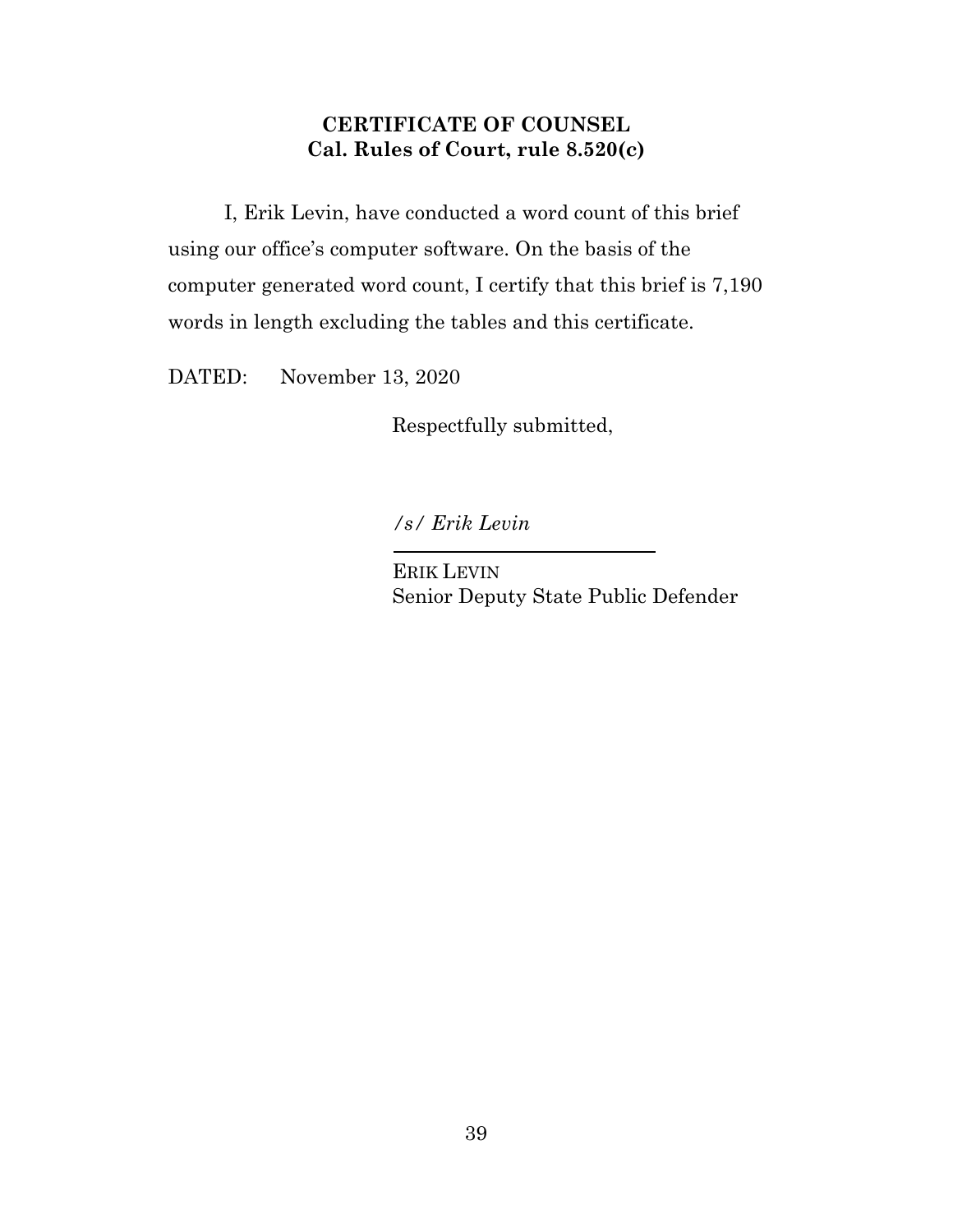**CERTIFICATE OF COUNSEL**
**Cal. Rules of Court, rule 8.520(c)**

I, Erik Levin, have conducted a word count of this brief using our office's computer software. On the basis of the computer generated word count, I certify that this brief is 7,190 words in length excluding the tables and this certificate.

DATED: November 13, 2020

Respectfully submitted,

*/s/ Erik Levin*

ERIK LEVIN
Senior Deputy State Public Defender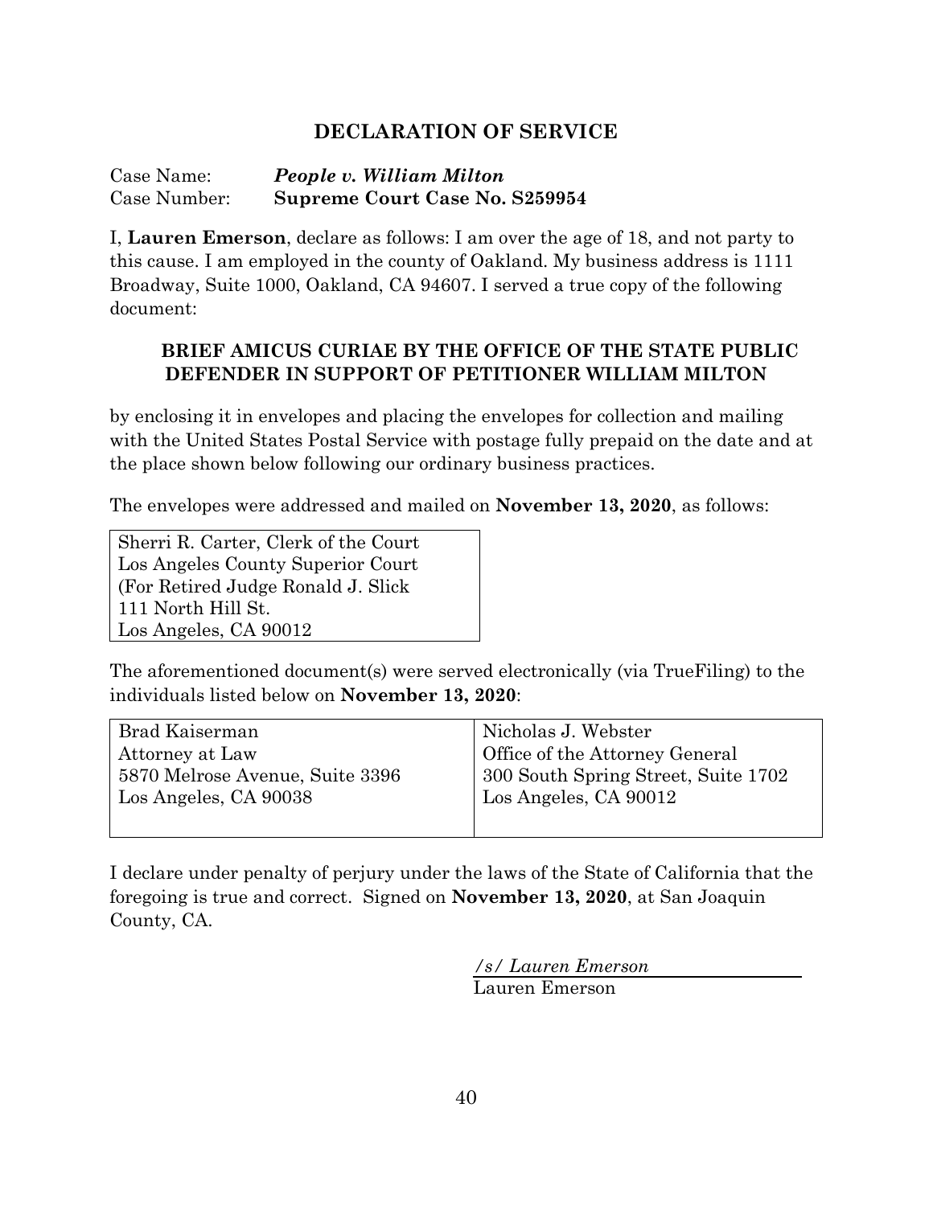## DECLARATION OF SERVICE

Case Name: ***People v. William Milton***
Case Number: **Supreme Court Case No. S259954**

I, **Lauren Emerson**, declare as follows: I am over the age of 18, and not party to this cause. I am employed in the county of Oakland. My business address is 1111 Broadway, Suite 1000, Oakland, CA 94607. I served a true copy of the following document:

**BRIEF AMICUS CURIAE BY THE OFFICE OF THE STATE PUBLIC DEFENDER IN SUPPORT OF PETITIONER WILLIAM MILTON**

by enclosing it in envelopes and placing the envelopes for collection and mailing with the United States Postal Service with postage fully prepaid on the date and at the place shown below following our ordinary business practices.

The envelopes were addressed and mailed on **November 13, 2020**, as follows:

| Sherri R. Carter, Clerk of the Court<br>Los Angeles County Superior Court<br>(For Retired Judge Ronald J. Slick<br>111 North Hill St.<br>Los Angeles, CA 90012 |
|---|

The aforementioned document(s) were served electronically (via TrueFiling) to the individuals listed below on **November 13, 2020**:

| Brad Kaiserman<br>Attorney at Law<br>5870 Melrose Avenue, Suite 3396<br>Los Angeles, CA 90038 | Nicholas J. Webster<br>Office of the Attorney General<br>300 South Spring Street, Suite 1702<br>Los Angeles, CA 90012 |
|---|---|

I declare under penalty of perjury under the laws of the State of California that the foregoing is true and correct. Signed on **November 13, 2020**, at San Joaquin County, CA.

*/s/ Lauren Emerson*
Lauren Emerson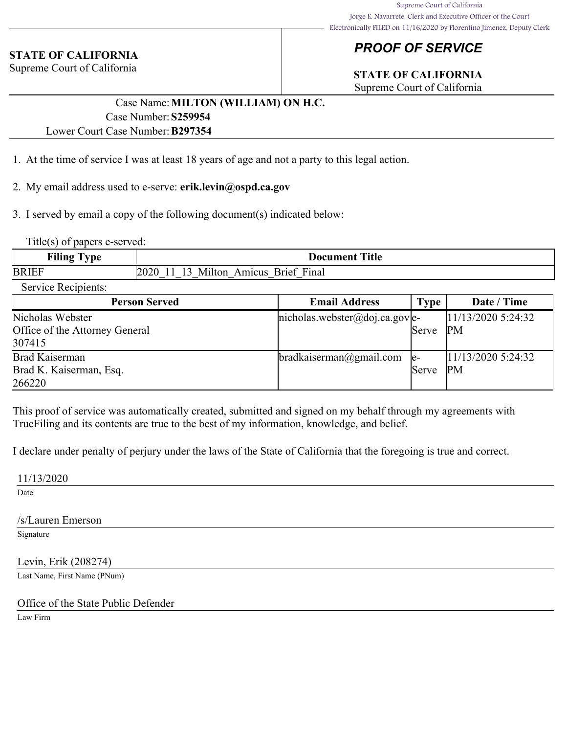Supreme Court of California
Jorge E. Navarrete, Clerk and Executive Officer of the Court
Electronically FILED on 11/16/2020 by Florentino Jimenez, Deputy Clerk

**STATE OF CALIFORNIA**
Supreme Court of California

# *PROOF OF SERVICE*

**STATE OF CALIFORNIA**
Supreme Court of California

Case Name: **MILTON (WILLIAM) ON H.C.**
Case Number: **S259954**
Lower Court Case Number: **B297354**

1. At the time of service I was at least 18 years of age and not a party to this legal action.

2. My email address used to e-serve: **erik.levin@ospd.ca.gov**

3. I served by email a copy of the following document(s) indicated below:

Title(s) of papers e-served:

| Filing Type | Document Title |
|---|---|
| BRIEF | 2020_11_13_Milton_Amicus_Brief_Final |

Service Recipients:

| Person Served | Email Address | Type | Date / Time |
|---|---|---|---|
| Nicholas Webster<br>Office of the Attorney General<br>307415 | nicholas.webster@doj.ca.gov | e-Serve | 11/13/2020 5:24:32 PM |
| Brad Kaiserman<br>Brad K. Kaiserman, Esq.<br>266220 | bradkaiserman@gmail.com | e-Serve | 11/13/2020 5:24:32 PM |

This proof of service was automatically created, submitted and signed on my behalf through my agreements with TrueFiling and its contents are true to the best of my information, knowledge, and belief.

I declare under penalty of perjury under the laws of the State of California that the foregoing is true and correct.

11/13/2020
Date

/s/Lauren Emerson
Signature

Levin, Erik (208274)
Last Name, First Name (PNum)

Office of the State Public Defender
Law Firm